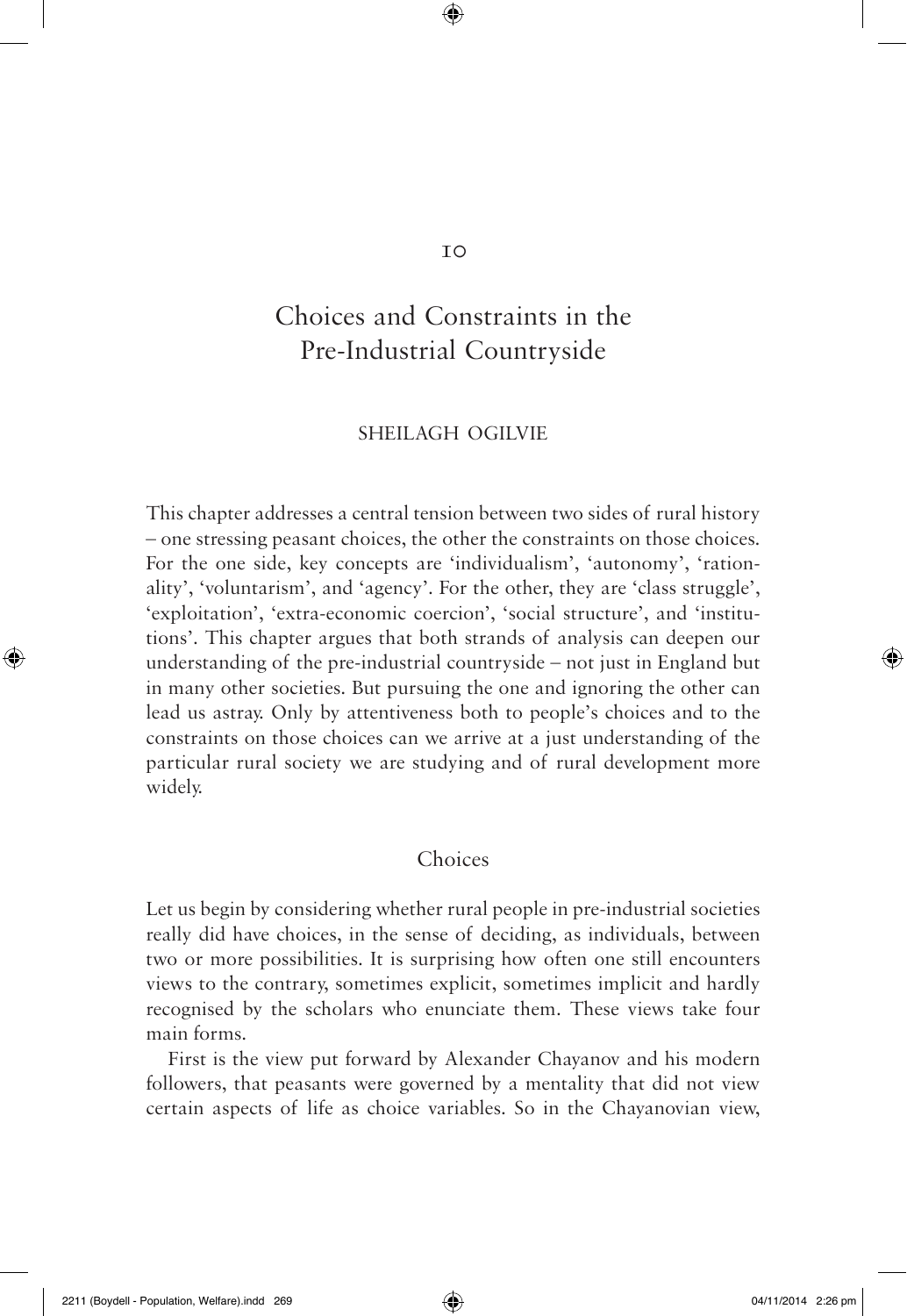10

# Choices and Constraints in the Pre-Industrial Countryside

SHEILAGH OGILVIE

This chapter addresses a central tension between two sides of rural history – one stressing peasant choices, the other the constraints on those choices. For the one side, key concepts are 'individualism', 'autonomy', 'rationality', 'voluntarism', and 'agency'. For the other, they are 'class struggle', 'exploitation', 'extra-economic coercion', 'social structure', and 'institutions'. This chapter argues that both strands of analysis can deepen our understanding of the pre-industrial countryside – not just in England but in many other societies. But pursuing the one and ignoring the other can lead us astray. Only by attentiveness both to people's choices and to the constraints on those choices can we arrive at a just understanding of the particular rural society we are studying and of rural development more widely.

## Choices

Let us begin by considering whether rural people in pre-industrial societies really did have choices, in the sense of deciding, as individuals, between two or more possibilities. It is surprising how often one still encounters views to the contrary, sometimes explicit, sometimes implicit and hardly recognised by the scholars who enunciate them. These views take four main forms.

First is the view put forward by Alexander Chayanov and his modern followers, that peasants were governed by a mentality that did not view certain aspects of life as choice variables. So in the Chayanovian view,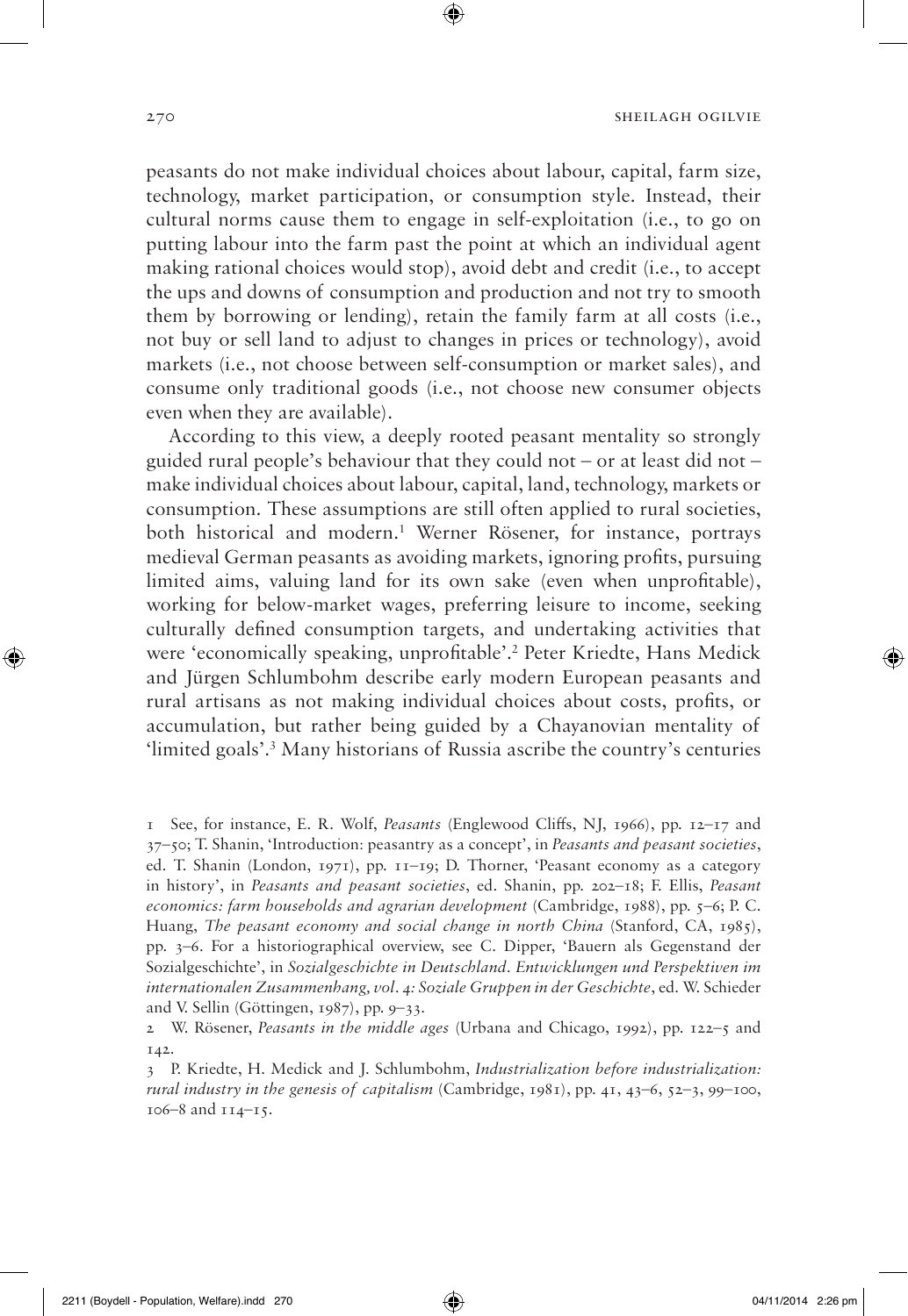peasants do not make individual choices about labour, capital, farm size, technology, market participation, or consumption style. Instead, their cultural norms cause them to engage in self-exploitation (i.e., to go on putting labour into the farm past the point at which an individual agent making rational choices would stop), avoid debt and credit (i.e., to accept the ups and downs of consumption and production and not try to smooth them by borrowing or lending), retain the family farm at all costs (i.e., not buy or sell land to adjust to changes in prices or technology), avoid markets (i.e., not choose between self-consumption or market sales), and consume only traditional goods (i.e., not choose new consumer objects even when they are available).

According to this view, a deeply rooted peasant mentality so strongly guided rural people's behaviour that they could not – or at least did not – make individual choices about labour, capital, land, technology, markets or consumption. These assumptions are still often applied to rural societies, both historical and modern.[1] Werner Rösener, for instance, portrays medieval German peasants as avoiding markets, ignoring profits, pursuing limited aims, valuing land for its own sake (even when unprofitable), working for below-market wages, preferring leisure to income, seeking culturally defined consumption targets, and undertaking activities that were 'economically speaking, unprofitable'.[2] Peter Kriedte, Hans Medick and Jürgen Schlumbohm describe early modern European peasants and rural artisans as not making individual choices about costs, profits, or accumulation, but rather being guided by a Chayanovian mentality of 'limited goals'.[3] Many historians of Russia ascribe the country's centuries

1 See, for instance, E. R. Wolf, *Peasants* (Englewood Cliffs, NJ, 1966), pp. 12–17 and 37–50; T. Shanin, 'Introduction: peasantry as a concept', in *Peasants and peasant societies*, ed. T. Shanin (London, 1971), pp. 11–19; D. Thorner, 'Peasant economy as a category in history', in *Peasants and peasant societies*, ed. Shanin, pp. 202–18; F. Ellis, *Peasant economics: farm households and agrarian development* (Cambridge, 1988), pp. 5–6; P. C. Huang, *The peasant economy and social change in north China* (Stanford, CA, 1985), pp. 3–6. For a historiographical overview, see C. Dipper, 'Bauern als Gegenstand der Sozialgeschichte', in *Sozialgeschichte in Deutschland. Entwicklungen und Perspektiven im internationalen Zusammenhang, vol. 4: Soziale Gruppen in der Geschichte*, ed. W. Schieder and V. Sellin (Göttingen, 1987), pp. 9–33.

2 W. Rösener, *Peasants in the middle ages* (Urbana and Chicago, 1992), pp. 122–5 and 142.

3 P. Kriedte, H. Medick and J. Schlumbohm, *Industrialization before industrialization: rural industry in the genesis of capitalism* (Cambridge, 1981), pp. 41, 43–6, 52–3, 99–100, 106–8 and 114–15.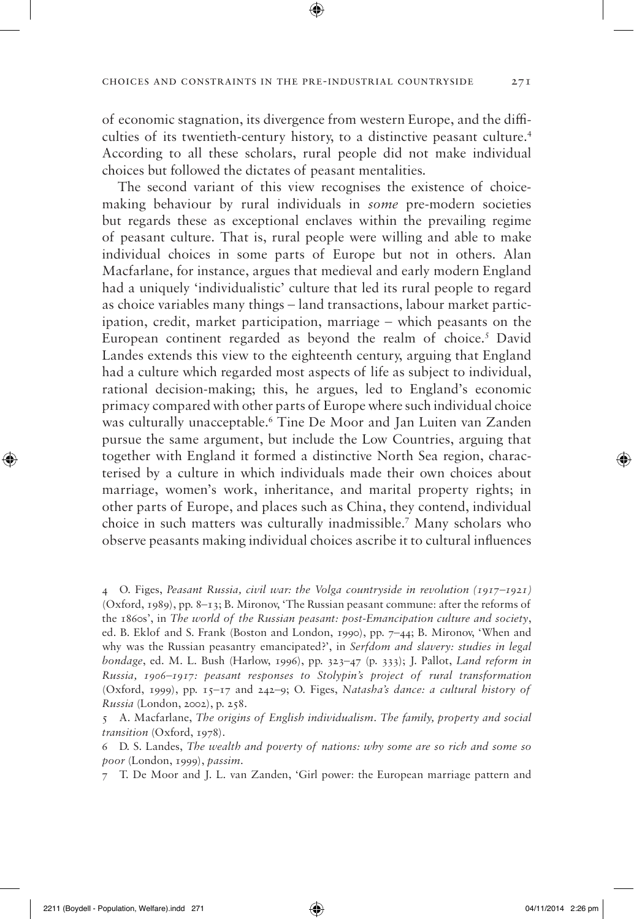of economic stagnation, its divergence from western Europe, and the difficulties of its twentieth-century history, to a distinctive peasant culture.[4] According to all these scholars, rural people did not make individual choices but followed the dictates of peasant mentalities.

The second variant of this view recognises the existence of choice-making behaviour by rural individuals in *some* pre-modern societies but regards these as exceptional enclaves within the prevailing regime of peasant culture. That is, rural people were willing and able to make individual choices in some parts of Europe but not in others. Alan Macfarlane, for instance, argues that medieval and early modern England had a uniquely 'individualistic' culture that led its rural people to regard as choice variables many things – land transactions, labour market participation, credit, market participation, marriage – which peasants on the European continent regarded as beyond the realm of choice.[5] David Landes extends this view to the eighteenth century, arguing that England had a culture which regarded most aspects of life as subject to individual, rational decision-making; this, he argues, led to England's economic primacy compared with other parts of Europe where such individual choice was culturally unacceptable.[6] Tine De Moor and Jan Luiten van Zanden pursue the same argument, but include the Low Countries, arguing that together with England it formed a distinctive North Sea region, characterised by a culture in which individuals made their own choices about marriage, women's work, inheritance, and marital property rights; in other parts of Europe, and places such as China, they contend, individual choice in such matters was culturally inadmissible.[7] Many scholars who observe peasants making individual choices ascribe it to cultural influences

4 O. Figes, *Peasant Russia, civil war: the Volga countryside in revolution (1917–1921)* (Oxford, 1989), pp. 8–13; B. Mironov, 'The Russian peasant commune: after the reforms of the 1860s', in *The world of the Russian peasant: post-Emancipation culture and society*, ed. B. Eklof and S. Frank (Boston and London, 1990), pp. 7–44; B. Mironov, 'When and why was the Russian peasantry emancipated?', in *Serfdom and slavery: studies in legal bondage*, ed. M. L. Bush (Harlow, 1996), pp. 323–47 (p. 333); J. Pallot, *Land reform in Russia, 1906–1917: peasant responses to Stolypin's project of rural transformation* (Oxford, 1999), pp. 15–17 and 242–9; O. Figes, *Natasha's dance: a cultural history of Russia* (London, 2002), p. 258.

5 A. Macfarlane, *The origins of English individualism. The family, property and social transition* (Oxford, 1978).

6 D. S. Landes, *The wealth and poverty of nations: why some are so rich and some so poor* (London, 1999), *passim*.

7 T. De Moor and J. L. van Zanden, 'Girl power: the European marriage pattern and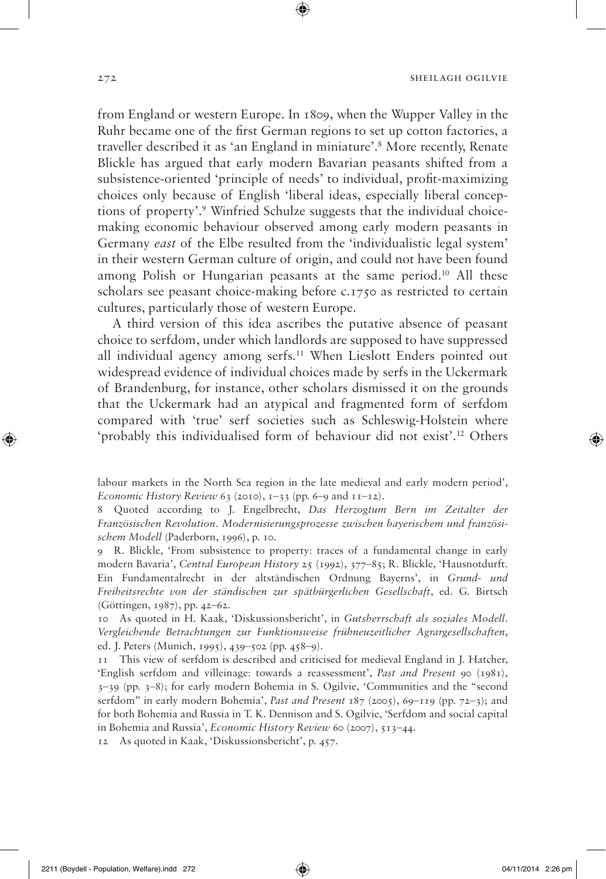from England or western Europe. In 1809, when the Wupper Valley in the Ruhr became one of the first German regions to set up cotton factories, a traveller described it as 'an England in miniature'.[8] More recently, Renate Blickle has argued that early modern Bavarian peasants shifted from a subsistence-oriented 'principle of needs' to individual, profit-maximizing choices only because of English 'liberal ideas, especially liberal conceptions of property'.[9] Winfried Schulze suggests that the individual choice-making economic behaviour observed among early modern peasants in Germany *east* of the Elbe resulted from the 'individualistic legal system' in their western German culture of origin, and could not have been found among Polish or Hungarian peasants at the same period.[10] All these scholars see peasant choice-making before c.1750 as restricted to certain cultures, particularly those of western Europe.

A third version of this idea ascribes the putative absence of peasant choice to serfdom, under which landlords are supposed to have suppressed all individual agency among serfs.[11] When Lieslott Enders pointed out widespread evidence of individual choices made by serfs in the Uckermark of Brandenburg, for instance, other scholars dismissed it on the grounds that the Uckermark had an atypical and fragmented form of serfdom compared with 'true' serf societies such as Schleswig-Holstein where 'probably this individualised form of behaviour did not exist'.[12] Others

labour markets in the North Sea region in the late medieval and early modern period', *Economic History Review* 63 (2010), 1–33 (pp. 6–9 and 11–12).

8 Quoted according to J. Engelbrecht, *Das Herzogtum Bern im Zeitalter der Französischen Revolution. Modernisierungsprozesse zwischen bayerischem und französischem Modell* (Paderborn, 1996), p. 10.

9 R. Blickle, 'From subsistence to property: traces of a fundamental change in early modern Bavaria', *Central European History* 25 (1992), 377–85; R. Blickle, 'Hausnotdurft. Ein Fundamentalrecht in der altständischen Ordnung Bayerns', in *Grund- und Freiheitsrechte von der ständischen zur spätbürgerlichen Gesellschaft*, ed. G. Birtsch (Göttingen, 1987), pp. 42–62.

10 As quoted in H. Kaak, 'Diskussionsbericht', in *Gutsherrschaft als soziales Modell. Vergleichende Betrachtungen zur Funktionsweise frühneuzeitlicher Agrargesellschaften*, ed. J. Peters (Munich, 1995), 439–502 (pp. 458–9).

11 This view of serfdom is described and criticised for medieval England in J. Hatcher, 'English serfdom and villeinage: towards a reassessment', *Past and Present* 90 (1981), 3–39 (pp. 3–8); for early modern Bohemia in S. Ogilvie, 'Communities and the "second serfdom" in early modern Bohemia', *Past and Present* 187 (2005), 69–119 (pp. 72–3); and for both Bohemia and Russia in T. K. Dennison and S. Ogilvie, 'Serfdom and social capital in Bohemia and Russia', *Economic History Review* 60 (2007), 513–44.

12 As quoted in Kaak, 'Diskussionsbericht', p. 457.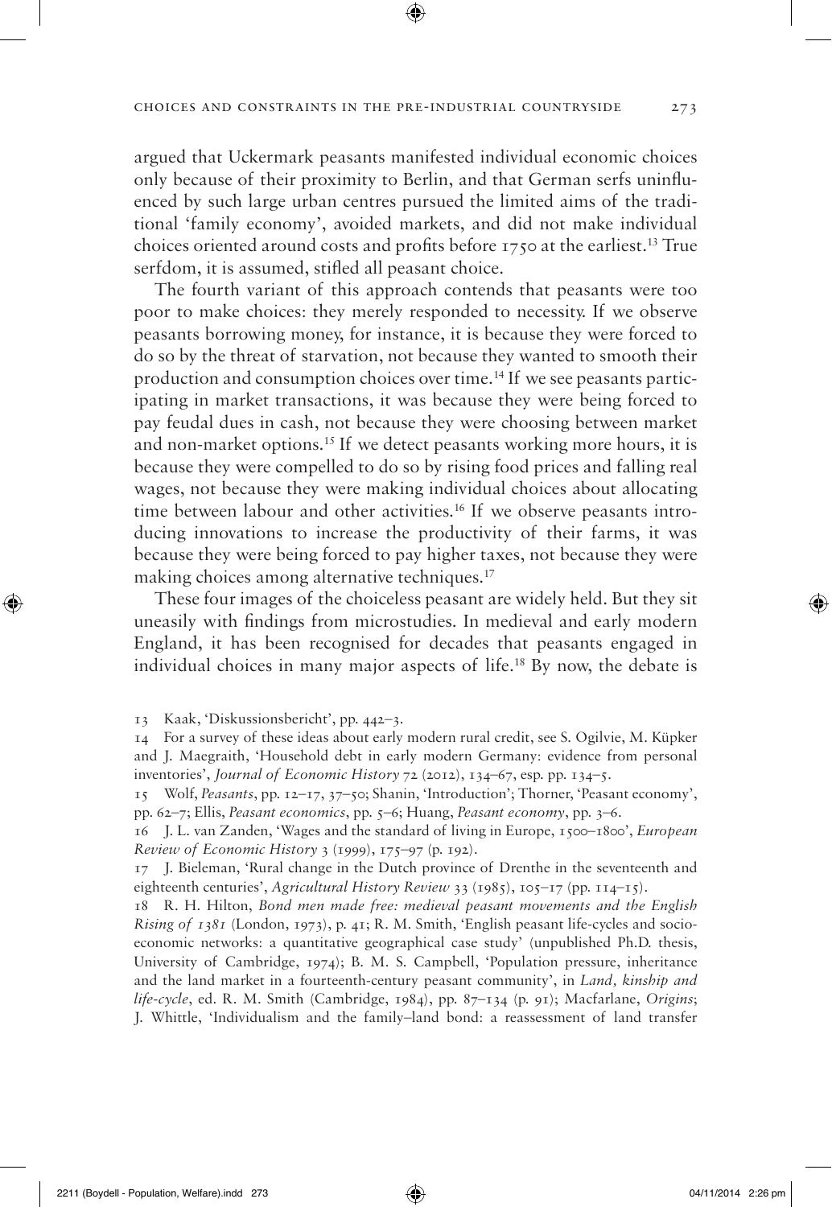argued that Uckermark peasants manifested individual economic choices only because of their proximity to Berlin, and that German serfs uninfluenced by such large urban centres pursued the limited aims of the traditional 'family economy', avoided markets, and did not make individual choices oriented around costs and profits before 1750 at the earliest.[13] True serfdom, it is assumed, stifled all peasant choice.

The fourth variant of this approach contends that peasants were too poor to make choices: they merely responded to necessity. If we observe peasants borrowing money, for instance, it is because they were forced to do so by the threat of starvation, not because they wanted to smooth their production and consumption choices over time.[14] If we see peasants participating in market transactions, it was because they were being forced to pay feudal dues in cash, not because they were choosing between market and non-market options.[15] If we detect peasants working more hours, it is because they were compelled to do so by rising food prices and falling real wages, not because they were making individual choices about allocating time between labour and other activities.[16] If we observe peasants introducing innovations to increase the productivity of their farms, it was because they were being forced to pay higher taxes, not because they were making choices among alternative techniques.[17]

These four images of the choiceless peasant are widely held. But they sit uneasily with findings from microstudies. In medieval and early modern England, it has been recognised for decades that peasants engaged in individual choices in many major aspects of life.[18] By now, the debate is

---

13 Kaak, 'Diskussionsbericht', pp. 442–3.

14 For a survey of these ideas about early modern rural credit, see S. Ogilvie, M. Küpker and J. Maegraith, 'Household debt in early modern Germany: evidence from personal inventories', *Journal of Economic History* 72 (2012), 134–67, esp. pp. 134–5.

15 Wolf, *Peasants*, pp. 12–17, 37–50; Shanin, 'Introduction'; Thorner, 'Peasant economy', pp. 62–7; Ellis, *Peasant economics*, pp. 5–6; Huang, *Peasant economy*, pp. 3–6.

16 J. L. van Zanden, 'Wages and the standard of living in Europe, 1500–1800', *European Review of Economic History* 3 (1999), 175–97 (p. 192).

17 J. Bieleman, 'Rural change in the Dutch province of Drenthe in the seventeenth and eighteenth centuries', *Agricultural History Review* 33 (1985), 105–17 (pp. 114–15).

18 R. H. Hilton, *Bond men made free: medieval peasant movements and the English Rising of 1381* (London, 1973), p. 41; R. M. Smith, 'English peasant life-cycles and socio-economic networks: a quantitative geographical case study' (unpublished Ph.D. thesis, University of Cambridge, 1974); B. M. S. Campbell, 'Population pressure, inheritance and the land market in a fourteenth-century peasant community', in *Land, kinship and life-cycle*, ed. R. M. Smith (Cambridge, 1984), pp. 87–134 (p. 91); Macfarlane, *Origins*; J. Whittle, 'Individualism and the family–land bond: a reassessment of land transfer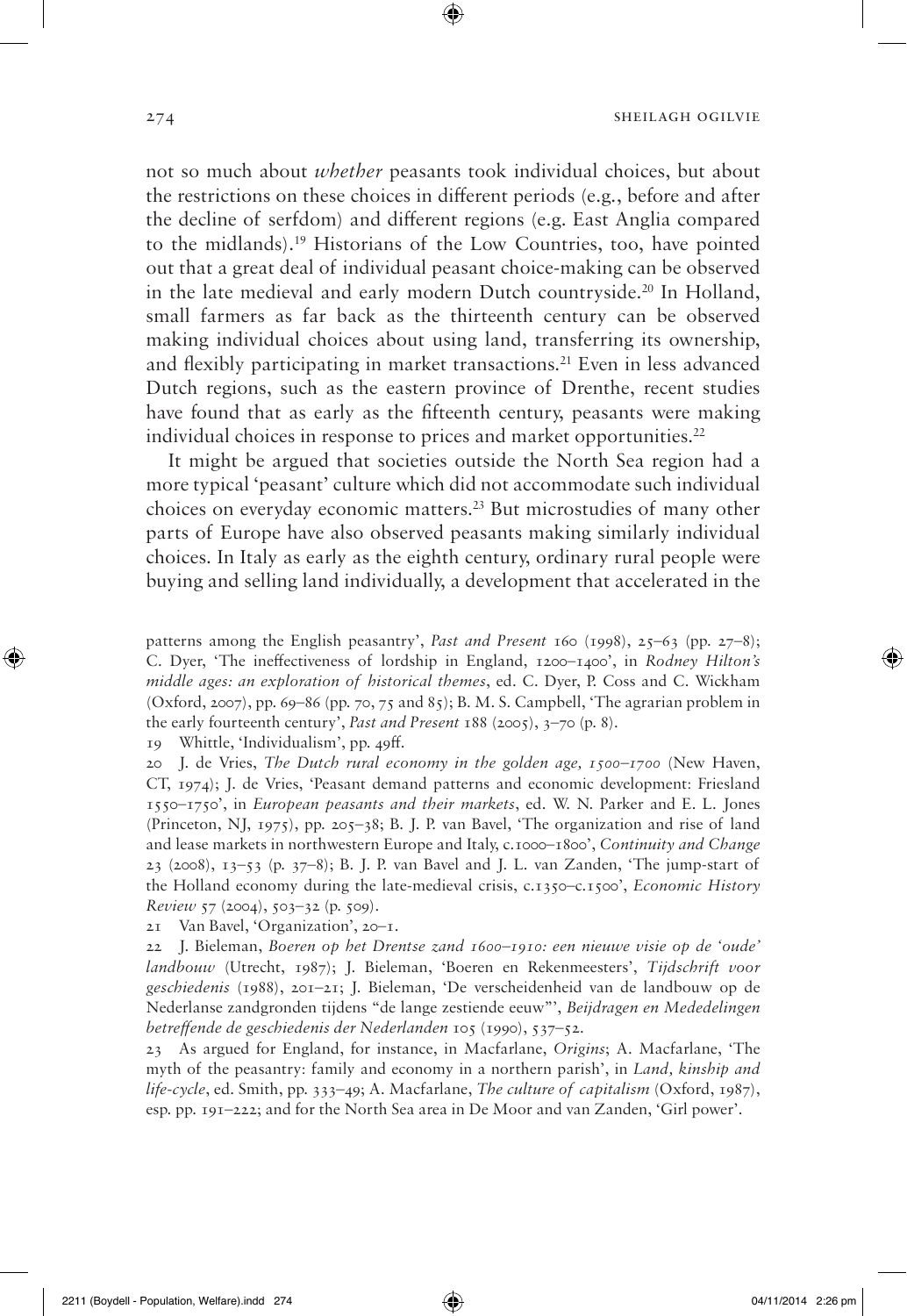not so much about *whether* peasants took individual choices, but about the restrictions on these choices in different periods (e.g., before and after the decline of serfdom) and different regions (e.g. East Anglia compared to the midlands).[19] Historians of the Low Countries, too, have pointed out that a great deal of individual peasant choice-making can be observed in the late medieval and early modern Dutch countryside.[20] In Holland, small farmers as far back as the thirteenth century can be observed making individual choices about using land, transferring its ownership, and flexibly participating in market transactions.[21] Even in less advanced Dutch regions, such as the eastern province of Drenthe, recent studies have found that as early as the fifteenth century, peasants were making individual choices in response to prices and market opportunities.[22]

It might be argued that societies outside the North Sea region had a more typical 'peasant' culture which did not accommodate such individual choices on everyday economic matters.[23] But microstudies of many other parts of Europe have also observed peasants making similarly individual choices. In Italy as early as the eighth century, ordinary rural people were buying and selling land individually, a development that accelerated in the

patterns among the English peasantry', *Past and Present* 160 (1998), 25–63 (pp. 27–8); C. Dyer, 'The ineffectiveness of lordship in England, 1200–1400', in *Rodney Hilton's middle ages: an exploration of historical themes*, ed. C. Dyer, P. Coss and C. Wickham (Oxford, 2007), pp. 69–86 (pp. 70, 75 and 85); B. M. S. Campbell, 'The agrarian problem in the early fourteenth century', *Past and Present* 188 (2005), 3–70 (p. 8).

19 Whittle, 'Individualism', pp. 49ff.

20 J. de Vries, *The Dutch rural economy in the golden age, 1500–1700* (New Haven, CT, 1974); J. de Vries, 'Peasant demand patterns and economic development: Friesland 1550–1750', in *European peasants and their markets*, ed. W. N. Parker and E. L. Jones (Princeton, NJ, 1975), pp. 205–38; B. J. P. van Bavel, 'The organization and rise of land and lease markets in northwestern Europe and Italy, c.1000–1800', *Continuity and Change* 23 (2008), 13–53 (p. 37–8); B. J. P. van Bavel and J. L. van Zanden, 'The jump-start of the Holland economy during the late-medieval crisis, c.1350–c.1500', *Economic History Review* 57 (2004), 503–32 (p. 509).

21 Van Bavel, 'Organization', 20–1.

22 J. Bieleman, *Boeren op het Drentse zand 1600–1910: een nieuwe visie op de 'oude' landbouw* (Utrecht, 1987); J. Bieleman, 'Boeren en Rekenmeesters', *Tijdschrift voor geschiedenis* (1988), 201–21; J. Bieleman, 'De verscheidenheid van de landbouw op de Nederlanse zandgronden tijdens "de lange zestiende eeuw"', *Beijdragen en Mededelingen betreffende de geschiedenis der Nederlanden* 105 (1990), 537–52.

23 As argued for England, for instance, in Macfarlane, *Origins*; A. Macfarlane, 'The myth of the peasantry: family and economy in a northern parish', in *Land, kinship and life-cycle*, ed. Smith, pp. 333–49; A. Macfarlane, *The culture of capitalism* (Oxford, 1987), esp. pp. 191–222; and for the North Sea area in De Moor and van Zanden, 'Girl power'.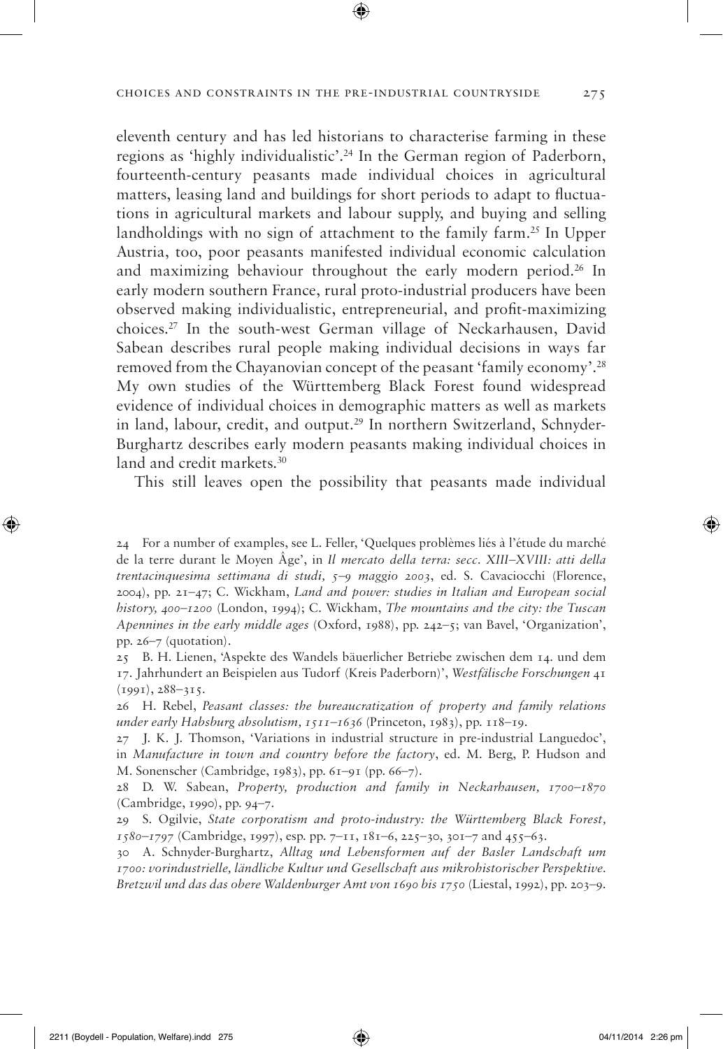eleventh century and has led historians to characterise farming in these regions as 'highly individualistic'.[24] In the German region of Paderborn, fourteenth-century peasants made individual choices in agricultural matters, leasing land and buildings for short periods to adapt to fluctuations in agricultural markets and labour supply, and buying and selling landholdings with no sign of attachment to the family farm.[25] In Upper Austria, too, poor peasants manifested individual economic calculation and maximizing behaviour throughout the early modern period.[26] In early modern southern France, rural proto-industrial producers have been observed making individualistic, entrepreneurial, and profit-maximizing choices.[27] In the south-west German village of Neckarhausen, David Sabean describes rural people making individual decisions in ways far removed from the Chayanovian concept of the peasant 'family economy'.[28] My own studies of the Württemberg Black Forest found widespread evidence of individual choices in demographic matters as well as markets in land, labour, credit, and output.[29] In northern Switzerland, Schnyder-Burghartz describes early modern peasants making individual choices in land and credit markets.[30]

This still leaves open the possibility that peasants made individual

24 For a number of examples, see L. Feller, 'Quelques problèmes liés à l'étude du marché de la terre durant le Moyen Âge', in *Il mercato della terra: secc. XIII–XVIII: atti della trentacinquesima settimana di studi, 5–9 maggio 2003*, ed. S. Cavaciocchi (Florence, 2004), pp. 21–47; C. Wickham, *Land and power: studies in Italian and European social history, 400–1200* (London, 1994); C. Wickham, *The mountains and the city: the Tuscan Apennines in the early middle ages* (Oxford, 1988), pp. 242–5; van Bavel, 'Organization', pp. 26–7 (quotation).

25 B. H. Lienen, 'Aspekte des Wandels bäuerlicher Betriebe zwischen dem 14. und dem 17. Jahrhundert an Beispielen aus Tudorf (Kreis Paderborn)', *Westfälische Forschungen* 41 (1991), 288–315.

26 H. Rebel, *Peasant classes: the bureaucratization of property and family relations under early Habsburg absolutism, 1511–1636* (Princeton, 1983), pp. 118–19.

27 J. K. J. Thomson, 'Variations in industrial structure in pre-industrial Languedoc', in *Manufacture in town and country before the factory*, ed. M. Berg, P. Hudson and M. Sonenscher (Cambridge, 1983), pp. 61–91 (pp. 66–7).

28 D. W. Sabean, *Property, production and family in Neckarhausen, 1700–1870* (Cambridge, 1990), pp. 94–7.

29 S. Ogilvie, *State corporatism and proto-industry: the Württemberg Black Forest, 1580–1797* (Cambridge, 1997), esp. pp. 7–11, 181–6, 225–30, 301–7 and 455–63.

30 A. Schnyder-Burghartz, *Alltag und Lebensformen auf der Basler Landschaft um 1700: vorindustrielle, ländliche Kultur und Gesellschaft aus mikrohistorischer Perspektive. Bretzwil und das das obere Waldenburger Amt von 1690 bis 1750* (Liestal, 1992), pp. 203–9.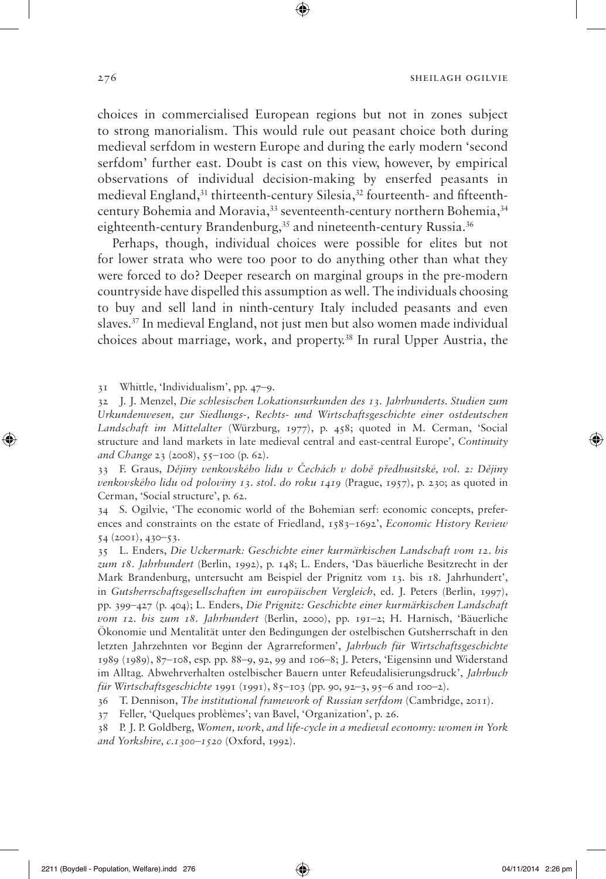choices in commercialised European regions but not in zones subject to strong manorialism. This would rule out peasant choice both during medieval serfdom in western Europe and during the early modern 'second serfdom' further east. Doubt is cast on this view, however, by empirical observations of individual decision-making by enserfed peasants in medieval England,[31] thirteenth-century Silesia,[32] fourteenth- and fifteenth-century Bohemia and Moravia,[33] seventeenth-century northern Bohemia,[34] eighteenth-century Brandenburg,[35] and nineteenth-century Russia.[36]

Perhaps, though, individual choices were possible for elites but not for lower strata who were too poor to do anything other than what they were forced to do? Deeper research on marginal groups in the pre-modern countryside have dispelled this assumption as well. The individuals choosing to buy and sell land in ninth-century Italy included peasants and even slaves.[37] In medieval England, not just men but also women made individual choices about marriage, work, and property.[38] In rural Upper Austria, the

31 Whittle, 'Individualism', pp. 47–9.

32 J. J. Menzel, *Die schlesischen Lokationsurkunden des 13. Jahrhunderts. Studien zum Urkundenwesen, zur Siedlungs-, Rechts- und Wirtschaftsgeschichte einer ostdeutschen Landschaft im Mittelalter* (Würzburg, 1977), p. 458; quoted in M. Cerman, 'Social structure and land markets in late medieval central and east-central Europe', *Continuity and Change* 23 (2008), 55–100 (p. 62).

33 F. Graus, *Dějiny venkovského lidu v Čechách v době předhusitské, vol. 2: Dějiny venkovského lidu od poloviny 13. stol. do roku 1419* (Prague, 1957), p. 230; as quoted in Cerman, 'Social structure', p. 62.

34 S. Ogilvie, 'The economic world of the Bohemian serf: economic concepts, preferences and constraints on the estate of Friedland, 1583–1692', *Economic History Review* 54 (2001), 430–53.

35 L. Enders, *Die Uckermark: Geschichte einer kurmärkischen Landschaft vom 12. bis zum 18. Jahrhundert* (Berlin, 1992), p. 148; L. Enders, 'Das bäuerliche Besitzrecht in der Mark Brandenburg, untersucht am Beispiel der Prignitz vom 13. bis 18. Jahrhundert', in *Gutsherrschaftsgesellschaften im europäischen Vergleich*, ed. J. Peters (Berlin, 1997), pp. 399–427 (p. 404); L. Enders, *Die Prignitz: Geschichte einer kurmärkischen Landschaft vom 12. bis zum 18. Jahrhundert* (Berlin, 2000), pp. 191–2; H. Harnisch, 'Bäuerliche Ökonomie und Mentalität unter den Bedingungen der ostelbischen Gutsherrschaft in den letzten Jahrzehnten vor Beginn der Agrarreformen', *Jahrbuch für Wirtschaftsgeschichte* 1989 (1989), 87–108, esp. pp. 88–9, 92, 99 and 106–8; J. Peters, 'Eigensinn und Widerstand im Alltag. Abwehrverhalten ostelbischer Bauern unter Refeudalisierungsdruck', *Jahrbuch für Wirtschaftsgeschichte* 1991 (1991), 85–103 (pp. 90, 92–3, 95–6 and 100–2).

36 T. Dennison, *The institutional framework of Russian serfdom* (Cambridge, 2011).

37 Feller, 'Quelques problèmes'; van Bavel, 'Organization', p. 26.

38 P. J. P. Goldberg, *Women, work, and life-cycle in a medieval economy: women in York and Yorkshire, c.1300–1520* (Oxford, 1992).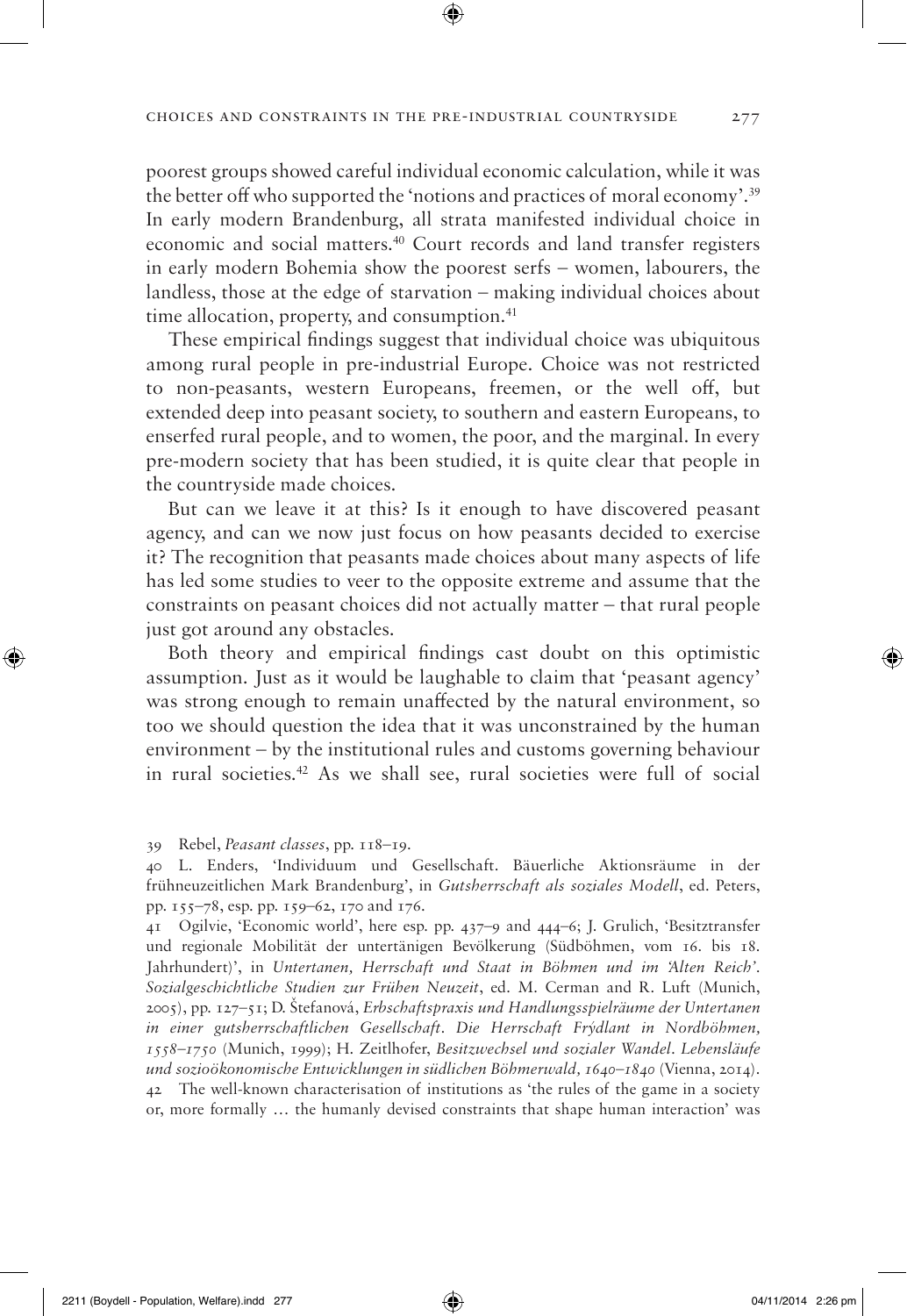poorest groups showed careful individual economic calculation, while it was the better off who supported the 'notions and practices of moral economy'.[39] In early modern Brandenburg, all strata manifested individual choice in economic and social matters.[40] Court records and land transfer registers in early modern Bohemia show the poorest serfs – women, labourers, the landless, those at the edge of starvation – making individual choices about time allocation, property, and consumption.[41]

These empirical findings suggest that individual choice was ubiquitous among rural people in pre-industrial Europe. Choice was not restricted to non-peasants, western Europeans, freemen, or the well off, but extended deep into peasant society, to southern and eastern Europeans, to enserfed rural people, and to women, the poor, and the marginal. In every pre-modern society that has been studied, it is quite clear that people in the countryside made choices.

But can we leave it at this? Is it enough to have discovered peasant agency, and can we now just focus on how peasants decided to exercise it? The recognition that peasants made choices about many aspects of life has led some studies to veer to the opposite extreme and assume that the constraints on peasant choices did not actually matter – that rural people just got around any obstacles.

Both theory and empirical findings cast doubt on this optimistic assumption. Just as it would be laughable to claim that 'peasant agency' was strong enough to remain unaffected by the natural environment, so too we should question the idea that it was unconstrained by the human environment – by the institutional rules and customs governing behaviour in rural societies.[42] As we shall see, rural societies were full of social

---

39 Rebel, *Peasant classes*, pp. 118–19.

40 L. Enders, 'Individuum und Gesellschaft. Bäuerliche Aktionsräume in der frühneuzeitlichen Mark Brandenburg', in *Gutsherrschaft als soziales Modell*, ed. Peters, pp. 155–78, esp. pp. 159–62, 170 and 176.

41 Ogilvie, 'Economic world', here esp. pp. 437–9 and 444–6; J. Grulich, 'Besitztransfer und regionale Mobilität der untertänigen Bevölkerung (Südböhmen, vom 16. bis 18. Jahrhundert)', in *Untertanen, Herrschaft und Staat in Böhmen und im 'Alten Reich'. Sozialgeschichtliche Studien zur Frühen Neuzeit*, ed. M. Cerman and R. Luft (Munich, 2005), pp. 127–51; D. Štefanová, *Erbschaftspraxis und Handlungsspielräume der Untertanen in einer gutsherrschaftlichen Gesellschaft. Die Herrschaft Frýdlant in Nordböhmen, 1558–1750* (Munich, 1999); H. Zeitlhofer, *Besitzwechsel und sozialer Wandel. Lebensläufe und sozioökonomische Entwicklungen in südlichen Böhmerwald, 1640–1840* (Vienna, 2014).

42 The well-known characterisation of institutions as 'the rules of the game in a society or, more formally … the humanly devised constraints that shape human interaction' was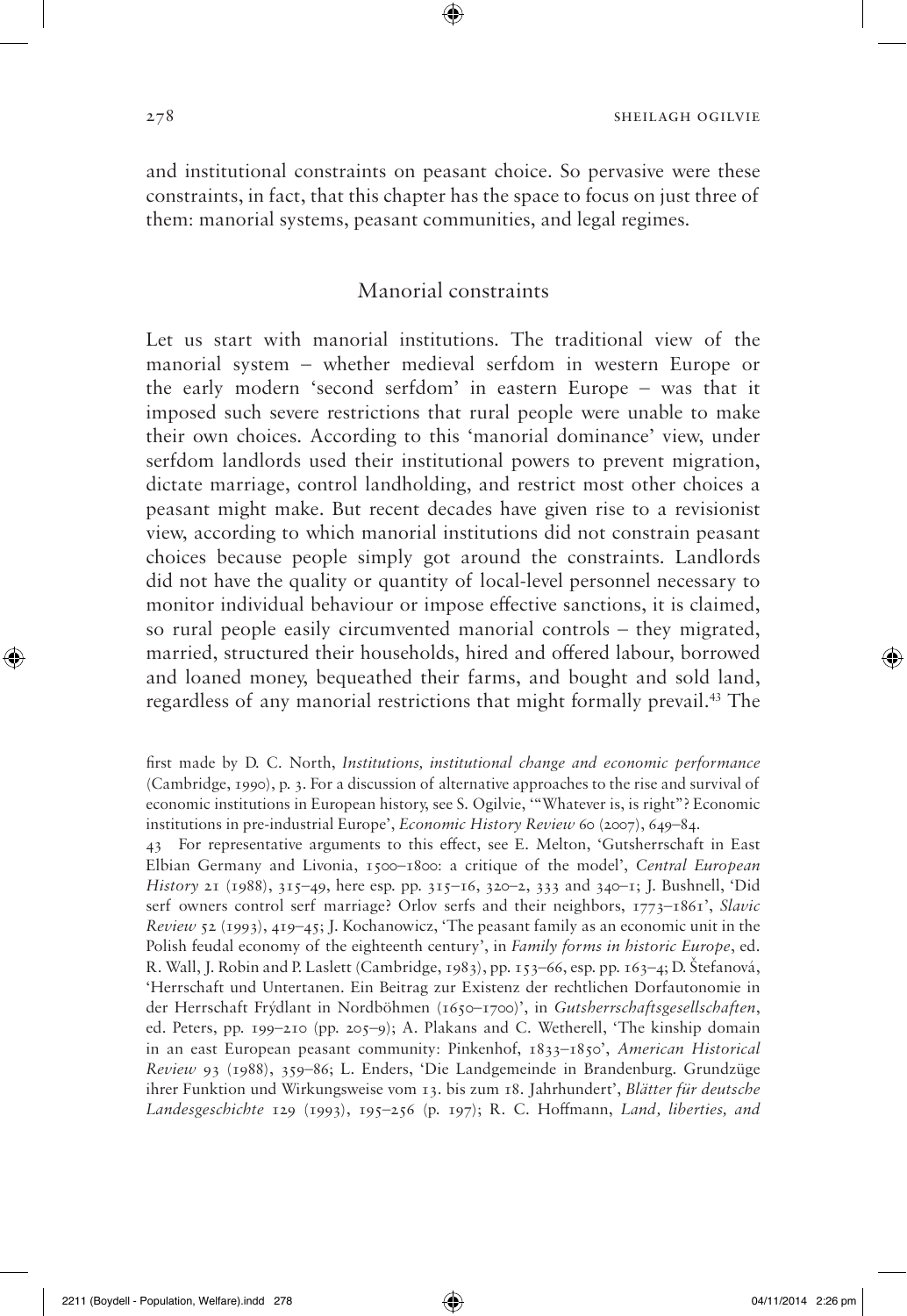and institutional constraints on peasant choice. So pervasive were these constraints, in fact, that this chapter has the space to focus on just three of them: manorial systems, peasant communities, and legal regimes.

## Manorial constraints

Let us start with manorial institutions. The traditional view of the manorial system – whether medieval serfdom in western Europe or the early modern 'second serfdom' in eastern Europe – was that it imposed such severe restrictions that rural people were unable to make their own choices. According to this 'manorial dominance' view, under serfdom landlords used their institutional powers to prevent migration, dictate marriage, control landholding, and restrict most other choices a peasant might make. But recent decades have given rise to a revisionist view, according to which manorial institutions did not constrain peasant choices because people simply got around the constraints. Landlords did not have the quality or quantity of local-level personnel necessary to monitor individual behaviour or impose effective sanctions, it is claimed, so rural people easily circumvented manorial controls – they migrated, married, structured their households, hired and offered labour, borrowed and loaned money, bequeathed their farms, and bought and sold land, regardless of any manorial restrictions that might formally prevail.[43] The

first made by D. C. North, *Institutions, institutional change and economic performance* (Cambridge, 1990), p. 3. For a discussion of alternative approaches to the rise and survival of economic institutions in European history, see S. Ogilvie, '"Whatever is, is right"? Economic institutions in pre-industrial Europe', *Economic History Review* 60 (2007), 649–84.

43 For representative arguments to this effect, see E. Melton, 'Gutsherrschaft in East Elbian Germany and Livonia, 1500–1800: a critique of the model', *Central European History* 21 (1988), 315–49, here esp. pp. 315–16, 320–2, 333 and 340–1; J. Bushnell, 'Did serf owners control serf marriage? Orlov serfs and their neighbors, 1773–1861', *Slavic Review* 52 (1993), 419–45; J. Kochanowicz, 'The peasant family as an economic unit in the Polish feudal economy of the eighteenth century', in *Family forms in historic Europe*, ed. R. Wall, J. Robin and P. Laslett (Cambridge, 1983), pp. 153–66, esp. pp. 163–4; D. Štefanová, 'Herrschaft und Untertanen. Ein Beitrag zur Existenz der rechtlichen Dorfautonomie in der Herrschaft Frýdlant in Nordböhmen (1650–1700)', in *Gutsherrschaftsgesellschaften*, ed. Peters, pp. 199–210 (pp. 205–9); A. Plakans and C. Wetherell, 'The kinship domain in an east European peasant community: Pinkenhof, 1833–1850', *American Historical Review* 93 (1988), 359–86; L. Enders, 'Die Landgemeinde in Brandenburg. Grundzüge ihrer Funktion und Wirkungsweise vom 13. bis zum 18. Jahrhundert', *Blätter für deutsche Landesgeschichte* 129 (1993), 195–256 (p. 197); R. C. Hoffmann, *Land, liberties, and*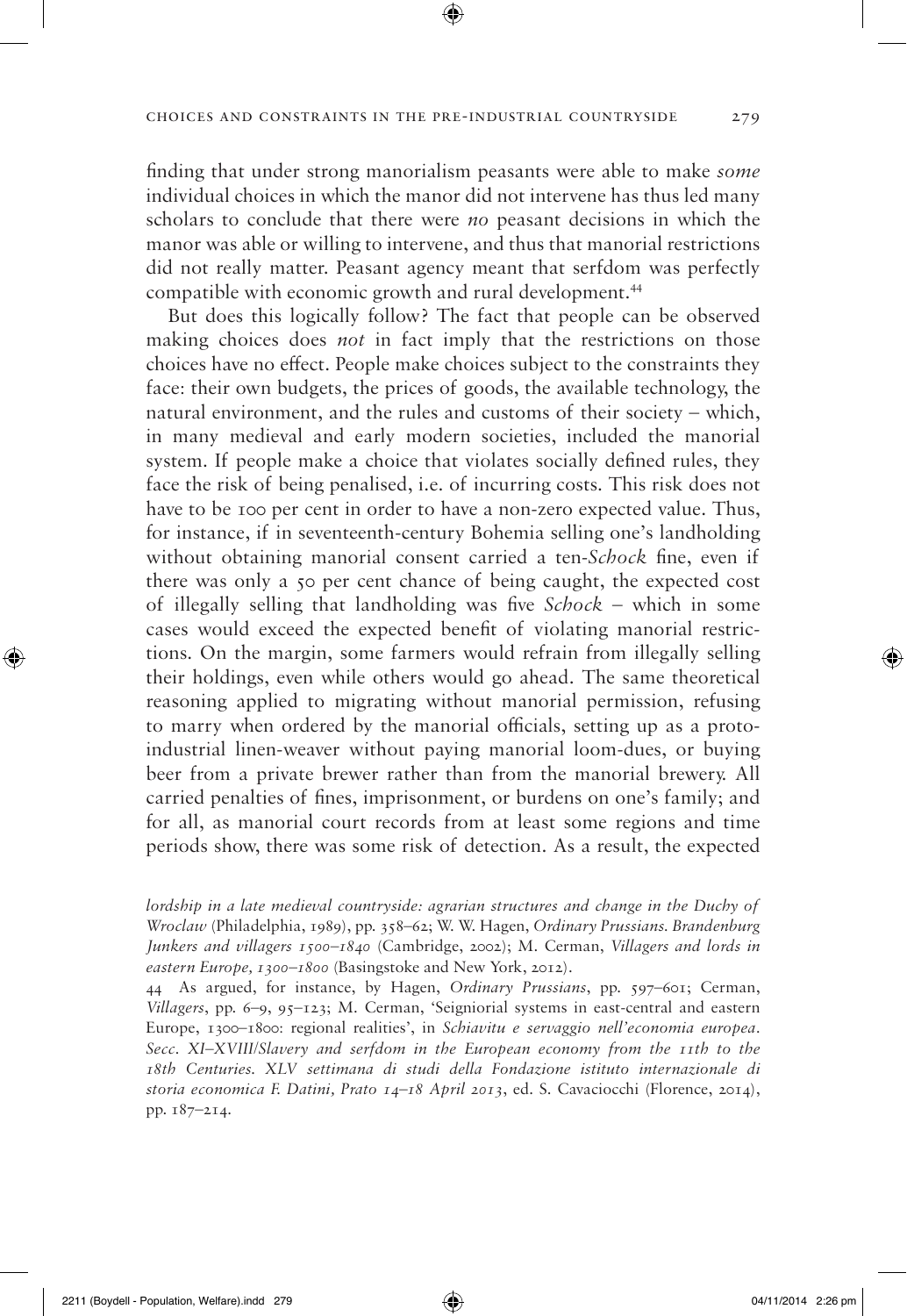finding that under strong manorialism peasants were able to make *some* individual choices in which the manor did not intervene has thus led many scholars to conclude that there were *no* peasant decisions in which the manor was able or willing to intervene, and thus that manorial restrictions did not really matter. Peasant agency meant that serfdom was perfectly compatible with economic growth and rural development.[44]

But does this logically follow? The fact that people can be observed making choices does *not* in fact imply that the restrictions on those choices have no effect. People make choices subject to the constraints they face: their own budgets, the prices of goods, the available technology, the natural environment, and the rules and customs of their society – which, in many medieval and early modern societies, included the manorial system. If people make a choice that violates socially defined rules, they face the risk of being penalised, i.e. of incurring costs. This risk does not have to be 100 per cent in order to have a non-zero expected value. Thus, for instance, if in seventeenth-century Bohemia selling one's landholding without obtaining manorial consent carried a ten-*Schock* fine, even if there was only a 50 per cent chance of being caught, the expected cost of illegally selling that landholding was five *Schock* – which in some cases would exceed the expected benefit of violating manorial restrictions. On the margin, some farmers would refrain from illegally selling their holdings, even while others would go ahead. The same theoretical reasoning applied to migrating without manorial permission, refusing to marry when ordered by the manorial officials, setting up as a proto-industrial linen-weaver without paying manorial loom-dues, or buying beer from a private brewer rather than from the manorial brewery. All carried penalties of fines, imprisonment, or burdens on one's family; and for all, as manorial court records from at least some regions and time periods show, there was some risk of detection. As a result, the expected

*lordship in a late medieval countryside: agrarian structures and change in the Duchy of Wroclaw* (Philadelphia, 1989), pp. 358–62; W. W. Hagen, *Ordinary Prussians. Brandenburg Junkers and villagers 1500–1840* (Cambridge, 2002); M. Cerman, *Villagers and lords in eastern Europe, 1300–1800* (Basingstoke and New York, 2012).

44 As argued, for instance, by Hagen, *Ordinary Prussians*, pp. 597–601; Cerman, *Villagers*, pp. 6–9, 95–123; M. Cerman, 'Seigniorial systems in east-central and eastern Europe, 1300–1800: regional realities', in *Schiavitu e servaggio nell'economia europea. Secc. XI–XVIII/Slavery and serfdom in the European economy from the 11th to the 18th Centuries. XLV settimana di studi della Fondazione istituto internazionale di storia economica F. Datini, Prato 14–18 April 2013*, ed. S. Cavaciocchi (Florence, 2014), pp. 187–214.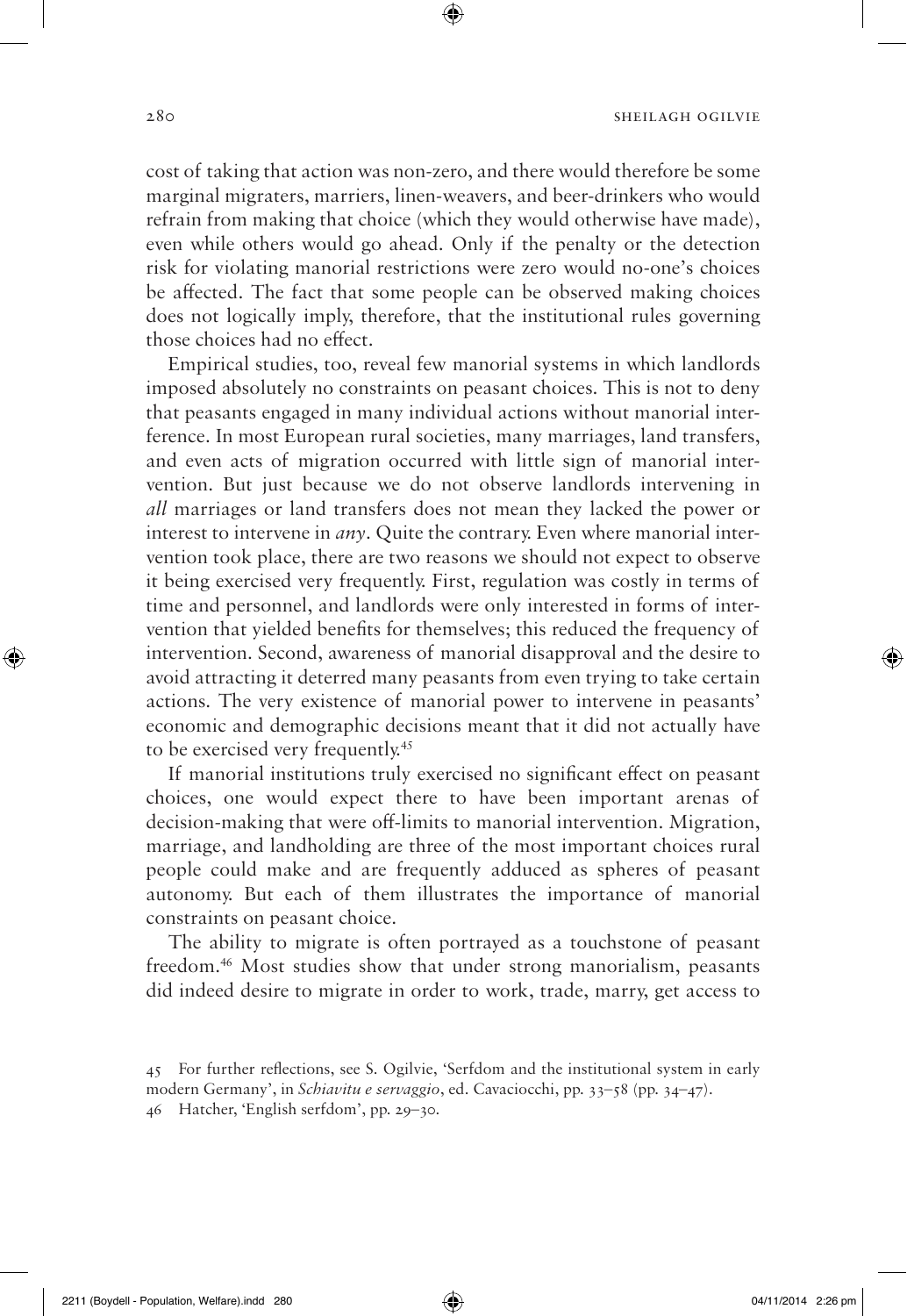cost of taking that action was non-zero, and there would therefore be some marginal migraters, marriers, linen-weavers, and beer-drinkers who would refrain from making that choice (which they would otherwise have made), even while others would go ahead. Only if the penalty or the detection risk for violating manorial restrictions were zero would no-one's choices be affected. The fact that some people can be observed making choices does not logically imply, therefore, that the institutional rules governing those choices had no effect.

Empirical studies, too, reveal few manorial systems in which landlords imposed absolutely no constraints on peasant choices. This is not to deny that peasants engaged in many individual actions without manorial interference. In most European rural societies, many marriages, land transfers, and even acts of migration occurred with little sign of manorial intervention. But just because we do not observe landlords intervening in *all* marriages or land transfers does not mean they lacked the power or interest to intervene in *any*. Quite the contrary. Even where manorial intervention took place, there are two reasons we should not expect to observe it being exercised very frequently. First, regulation was costly in terms of time and personnel, and landlords were only interested in forms of intervention that yielded benefits for themselves; this reduced the frequency of intervention. Second, awareness of manorial disapproval and the desire to avoid attracting it deterred many peasants from even trying to take certain actions. The very existence of manorial power to intervene in peasants' economic and demographic decisions meant that it did not actually have to be exercised very frequently.[45]

If manorial institutions truly exercised no significant effect on peasant choices, one would expect there to have been important arenas of decision-making that were off-limits to manorial intervention. Migration, marriage, and landholding are three of the most important choices rural people could make and are frequently adduced as spheres of peasant autonomy. But each of them illustrates the importance of manorial constraints on peasant choice.

The ability to migrate is often portrayed as a touchstone of peasant freedom.[46] Most studies show that under strong manorialism, peasants did indeed desire to migrate in order to work, trade, marry, get access to

45 For further reflections, see S. Ogilvie, 'Serfdom and the institutional system in early modern Germany', in *Schiavitu e servaggio*, ed. Cavaciocchi, pp. 33–58 (pp. 34–47).

46 Hatcher, 'English serfdom', pp. 29–30.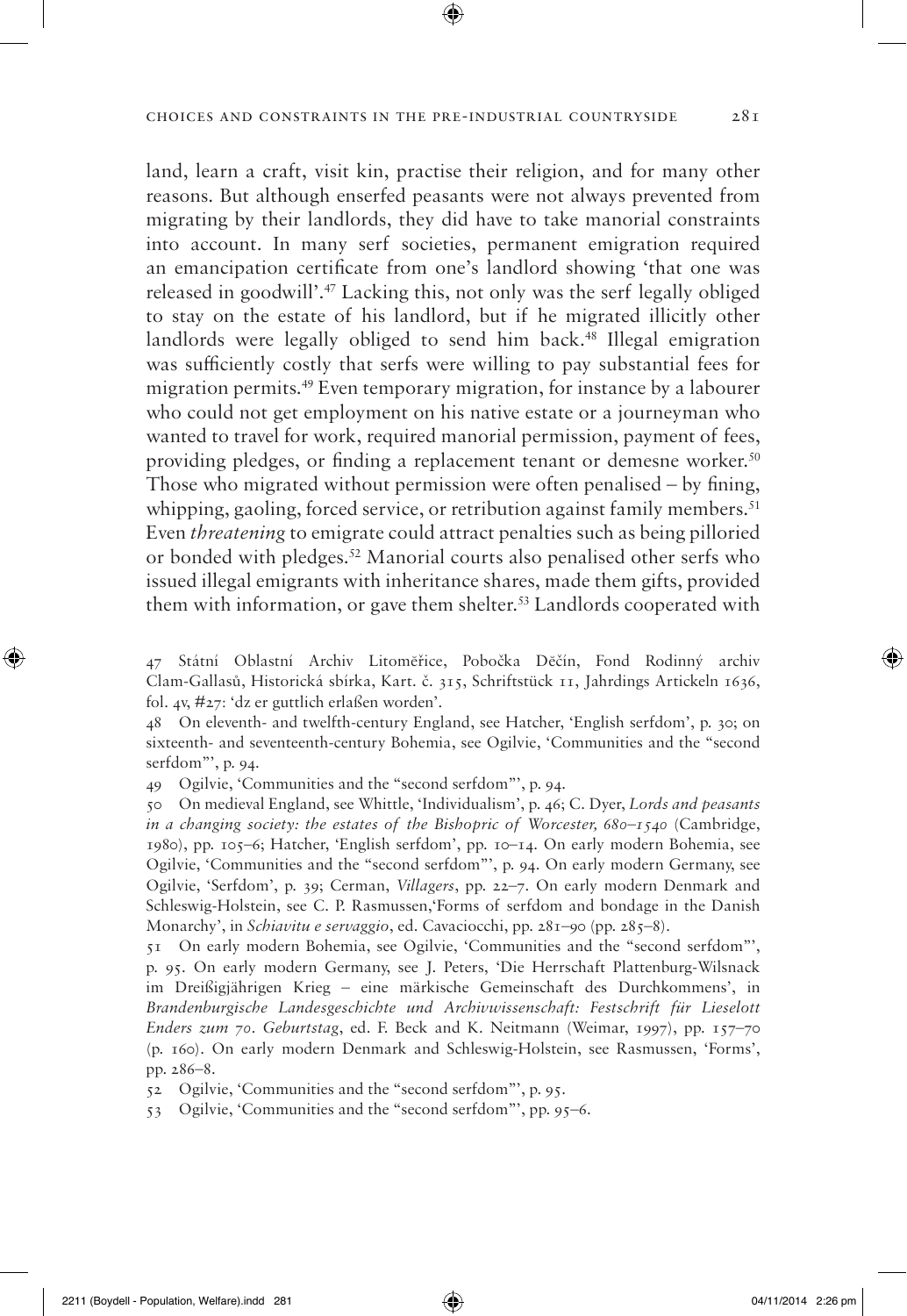land, learn a craft, visit kin, practise their religion, and for many other reasons. But although enserfed peasants were not always prevented from migrating by their landlords, they did have to take manorial constraints into account. In many serf societies, permanent emigration required an emancipation certificate from one's landlord showing 'that one was released in goodwill'.[47] Lacking this, not only was the serf legally obliged to stay on the estate of his landlord, but if he migrated illicitly other landlords were legally obliged to send him back.[48] Illegal emigration was sufficiently costly that serfs were willing to pay substantial fees for migration permits.[49] Even temporary migration, for instance by a labourer who could not get employment on his native estate or a journeyman who wanted to travel for work, required manorial permission, payment of fees, providing pledges, or finding a replacement tenant or demesne worker.[50] Those who migrated without permission were often penalised – by fining, whipping, gaoling, forced service, or retribution against family members.[51] Even *threatening* to emigrate could attract penalties such as being pilloried or bonded with pledges.[52] Manorial courts also penalised other serfs who issued illegal emigrants with inheritance shares, made them gifts, provided them with information, or gave them shelter.[53] Landlords cooperated with

47 Státní Oblastní Archiv Litoměřice, Pobočka Děčín, Fond Rodinný archiv Clam-Gallasů, Historická sbírka, Kart. č. 315, Schriftstück 11, Jahrdings Artickeln 1636, fol. 4v, #27: 'dz er guttlich erlaßen worden'.

48 On eleventh- and twelfth-century England, see Hatcher, 'English serfdom', p. 30; on sixteenth- and seventeenth-century Bohemia, see Ogilvie, 'Communities and the "second serfdom"', p. 94.

49 Ogilvie, 'Communities and the "second serfdom"', p. 94.

50 On medieval England, see Whittle, 'Individualism', p. 46; C. Dyer, *Lords and peasants in a changing society: the estates of the Bishopric of Worcester, 680–1540* (Cambridge, 1980), pp. 105–6; Hatcher, 'English serfdom', pp. 10–14. On early modern Bohemia, see Ogilvie, 'Communities and the "second serfdom"', p. 94. On early modern Germany, see Ogilvie, 'Serfdom', p. 39; Cerman, *Villagers*, pp. 22–7. On early modern Denmark and Schleswig-Holstein, see C. P. Rasmussen,'Forms of serfdom and bondage in the Danish Monarchy', in *Schiavitu e servaggio*, ed. Cavaciocchi, pp. 281–90 (pp. 285–8).

51 On early modern Bohemia, see Ogilvie, 'Communities and the "second serfdom"', p. 95. On early modern Germany, see J. Peters, 'Die Herrschaft Plattenburg-Wilsnack im Dreißigjährigen Krieg – eine märkische Gemeinschaft des Durchkommens', in *Brandenburgische Landesgeschichte und Archivwissenschaft: Festschrift für Lieselott Enders zum 70. Geburtstag*, ed. F. Beck and K. Neitmann (Weimar, 1997), pp. 157–70 (p. 160). On early modern Denmark and Schleswig-Holstein, see Rasmussen, 'Forms', pp. 286–8.

52 Ogilvie, 'Communities and the "second serfdom"', p. 95.

53 Ogilvie, 'Communities and the "second serfdom"', pp. 95–6.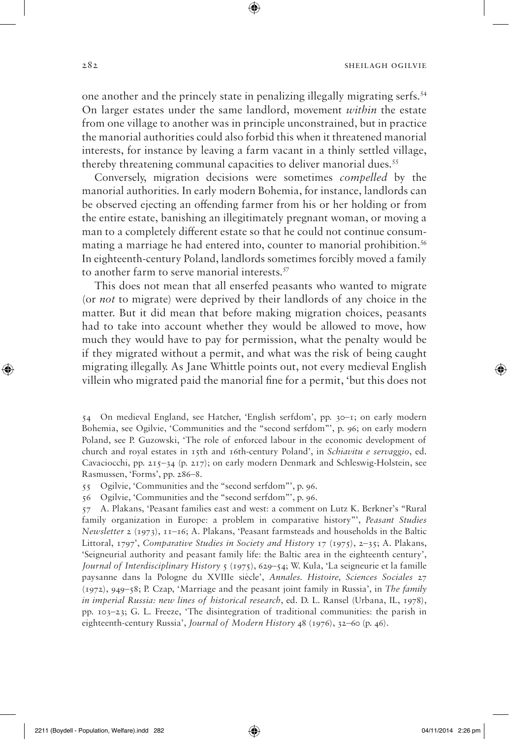one another and the princely state in penalizing illegally migrating serfs.[54] On larger estates under the same landlord, movement *within* the estate from one village to another was in principle unconstrained, but in practice the manorial authorities could also forbid this when it threatened manorial interests, for instance by leaving a farm vacant in a thinly settled village, thereby threatening communal capacities to deliver manorial dues.[55]

Conversely, migration decisions were sometimes *compelled* by the manorial authorities. In early modern Bohemia, for instance, landlords can be observed ejecting an offending farmer from his or her holding or from the entire estate, banishing an illegitimately pregnant woman, or moving a man to a completely different estate so that he could not continue consummating a marriage he had entered into, counter to manorial prohibition.[56] In eighteenth-century Poland, landlords sometimes forcibly moved a family to another farm to serve manorial interests.[57]

This does not mean that all enserfed peasants who wanted to migrate (or *not* to migrate) were deprived by their landlords of any choice in the matter. But it did mean that before making migration choices, peasants had to take into account whether they would be allowed to move, how much they would have to pay for permission, what the penalty would be if they migrated without a permit, and what was the risk of being caught migrating illegally. As Jane Whittle points out, not every medieval English villein who migrated paid the manorial fine for a permit, 'but this does not

54 On medieval England, see Hatcher, 'English serfdom', pp. 30–1; on early modern Bohemia, see Ogilvie, 'Communities and the "second serfdom"', p. 96; on early modern Poland, see P. Guzowski, 'The role of enforced labour in the economic development of church and royal estates in 15th and 16th-century Poland', in *Schiavitu e servaggio*, ed. Cavaciocchi, pp. 215–34 (p. 217); on early modern Denmark and Schleswig-Holstein, see Rasmussen, 'Forms', pp. 286–8.

55 Ogilvie, 'Communities and the "second serfdom"', p. 96.

56 Ogilvie, 'Communities and the "second serfdom"', p. 96.

57 A. Plakans, 'Peasant families east and west: a comment on Lutz K. Berkner's "Rural family organization in Europe: a problem in comparative history"', *Peasant Studies Newsletter* 2 (1973), 11–16; A. Plakans, 'Peasant farmsteads and households in the Baltic Littoral, 1797', *Comparative Studies in Society and History* 17 (1975), 2–35; A. Plakans, 'Seigneurial authority and peasant family life: the Baltic area in the eighteenth century', *Journal of Interdisciplinary History* 5 (1975), 629–54; W. Kula, 'La seigneurie et la famille paysanne dans la Pologne du XVIIIe siècle', *Annales. Histoire, Sciences Sociales* 27 (1972), 949–58; P. Czap, 'Marriage and the peasant joint family in Russia', in *The family in imperial Russia: new lines of historical research*, ed. D. L. Ransel (Urbana, IL, 1978), pp. 103–23; G. L. Freeze, 'The disintegration of traditional communities: the parish in eighteenth-century Russia', *Journal of Modern History* 48 (1976), 32–60 (p. 46).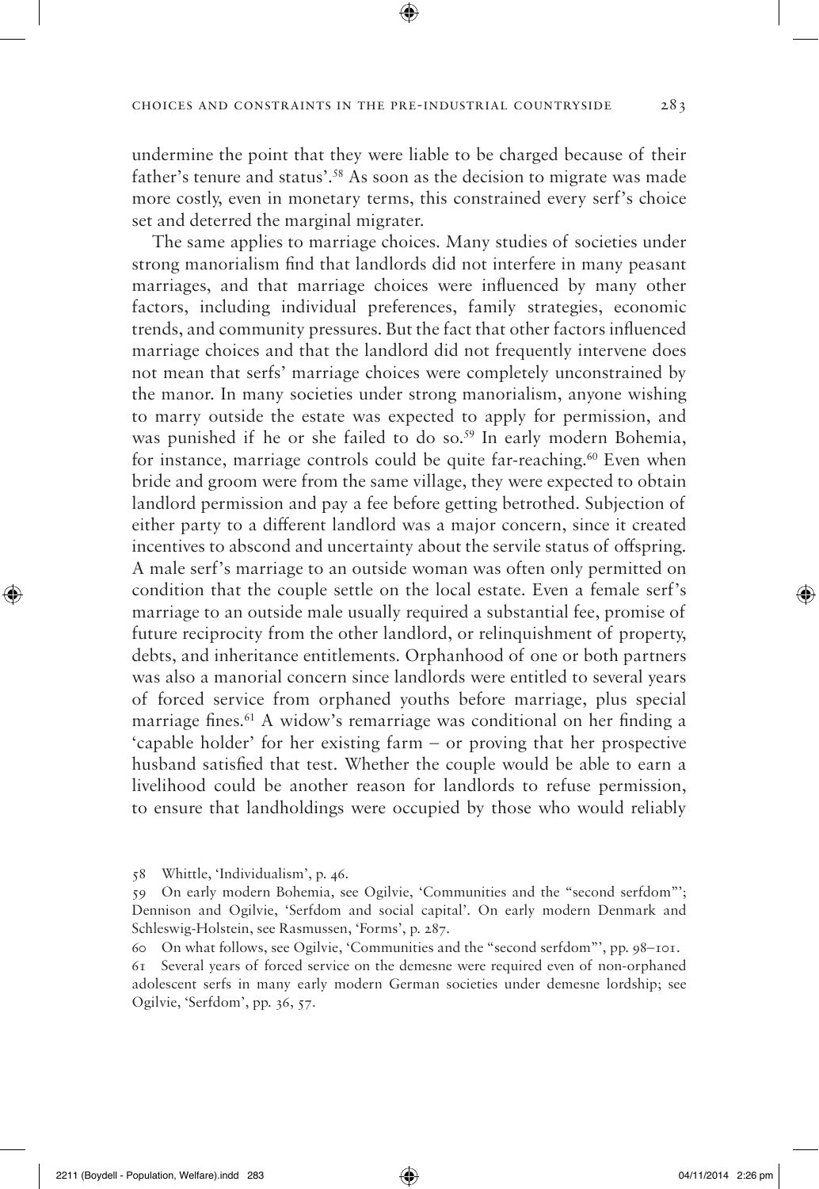undermine the point that they were liable to be charged because of their father's tenure and status'.[58] As soon as the decision to migrate was made more costly, even in monetary terms, this constrained every serf's choice set and deterred the marginal migrater.

The same applies to marriage choices. Many studies of societies under strong manorialism find that landlords did not interfere in many peasant marriages, and that marriage choices were influenced by many other factors, including individual preferences, family strategies, economic trends, and community pressures. But the fact that other factors influenced marriage choices and that the landlord did not frequently intervene does not mean that serfs' marriage choices were completely unconstrained by the manor. In many societies under strong manorialism, anyone wishing to marry outside the estate was expected to apply for permission, and was punished if he or she failed to do so.[59] In early modern Bohemia, for instance, marriage controls could be quite far-reaching.[60] Even when bride and groom were from the same village, they were expected to obtain landlord permission and pay a fee before getting betrothed. Subjection of either party to a different landlord was a major concern, since it created incentives to abscond and uncertainty about the servile status of offspring. A male serf's marriage to an outside woman was often only permitted on condition that the couple settle on the local estate. Even a female serf's marriage to an outside male usually required a substantial fee, promise of future reciprocity from the other landlord, or relinquishment of property, debts, and inheritance entitlements. Orphanhood of one or both partners was also a manorial concern since landlords were entitled to several years of forced service from orphaned youths before marriage, plus special marriage fines.[61] A widow's remarriage was conditional on her finding a 'capable holder' for her existing farm – or proving that her prospective husband satisfied that test. Whether the couple would be able to earn a livelihood could be another reason for landlords to refuse permission, to ensure that landholdings were occupied by those who would reliably

58 Whittle, 'Individualism', p. 46.

59 On early modern Bohemia, see Ogilvie, 'Communities and the "second serfdom"'; Dennison and Ogilvie, 'Serfdom and social capital'. On early modern Denmark and Schleswig-Holstein, see Rasmussen, 'Forms', p. 287.

60 On what follows, see Ogilvie, 'Communities and the "second serfdom"', pp. 98–101.

61 Several years of forced service on the demesne were required even of non-orphaned adolescent serfs in many early modern German societies under demesne lordship; see Ogilvie, 'Serfdom', pp. 36, 57.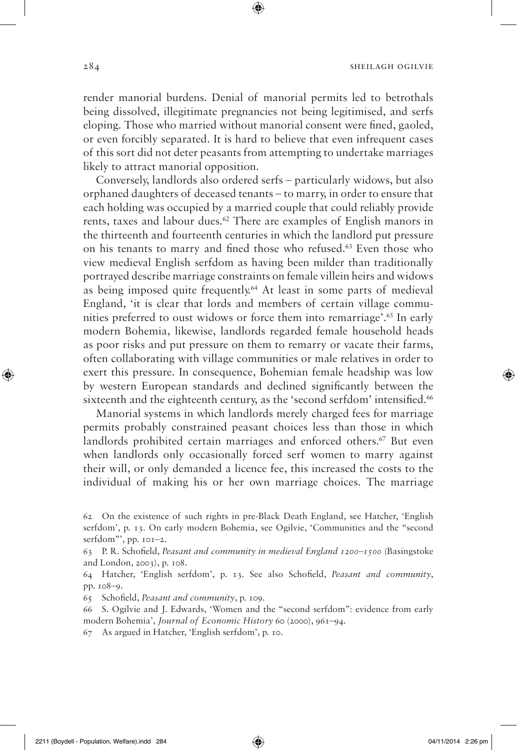render manorial burdens. Denial of manorial permits led to betrothals being dissolved, illegitimate pregnancies not being legitimised, and serfs eloping. Those who married without manorial consent were fined, gaoled, or even forcibly separated. It is hard to believe that even infrequent cases of this sort did not deter peasants from attempting to undertake marriages likely to attract manorial opposition.

Conversely, landlords also ordered serfs – particularly widows, but also orphaned daughters of deceased tenants – to marry, in order to ensure that each holding was occupied by a married couple that could reliably provide rents, taxes and labour dues.[62] There are examples of English manors in the thirteenth and fourteenth centuries in which the landlord put pressure on his tenants to marry and fined those who refused.[63] Even those who view medieval English serfdom as having been milder than traditionally portrayed describe marriage constraints on female villein heirs and widows as being imposed quite frequently.[64] At least in some parts of medieval England, 'it is clear that lords and members of certain village communities preferred to oust widows or force them into remarriage'.[65] In early modern Bohemia, likewise, landlords regarded female household heads as poor risks and put pressure on them to remarry or vacate their farms, often collaborating with village communities or male relatives in order to exert this pressure. In consequence, Bohemian female headship was low by western European standards and declined significantly between the sixteenth and the eighteenth century, as the 'second serfdom' intensified.[66]

Manorial systems in which landlords merely charged fees for marriage permits probably constrained peasant choices less than those in which landlords prohibited certain marriages and enforced others.[67] But even when landlords only occasionally forced serf women to marry against their will, or only demanded a licence fee, this increased the costs to the individual of making his or her own marriage choices. The marriage

62 On the existence of such rights in pre-Black Death England, see Hatcher, 'English serfdom', p. 13. On early modern Bohemia, see Ogilvie, 'Communities and the "second serfdom"', pp. 101–2.

63 P. R. Schofield, *Peasant and community in medieval England 1200–1500* (Basingstoke and London, 2003), p. 108.

64 Hatcher, 'English serfdom', p. 13. See also Schofield, *Peasant and community*, pp. 108–9.

65 Schofield, *Peasant and community*, p. 109.

66 S. Ogilvie and J. Edwards, 'Women and the "second serfdom": evidence from early modern Bohemia', *Journal of Economic History* 60 (2000), 961–94.

67 As argued in Hatcher, 'English serfdom', p. 10.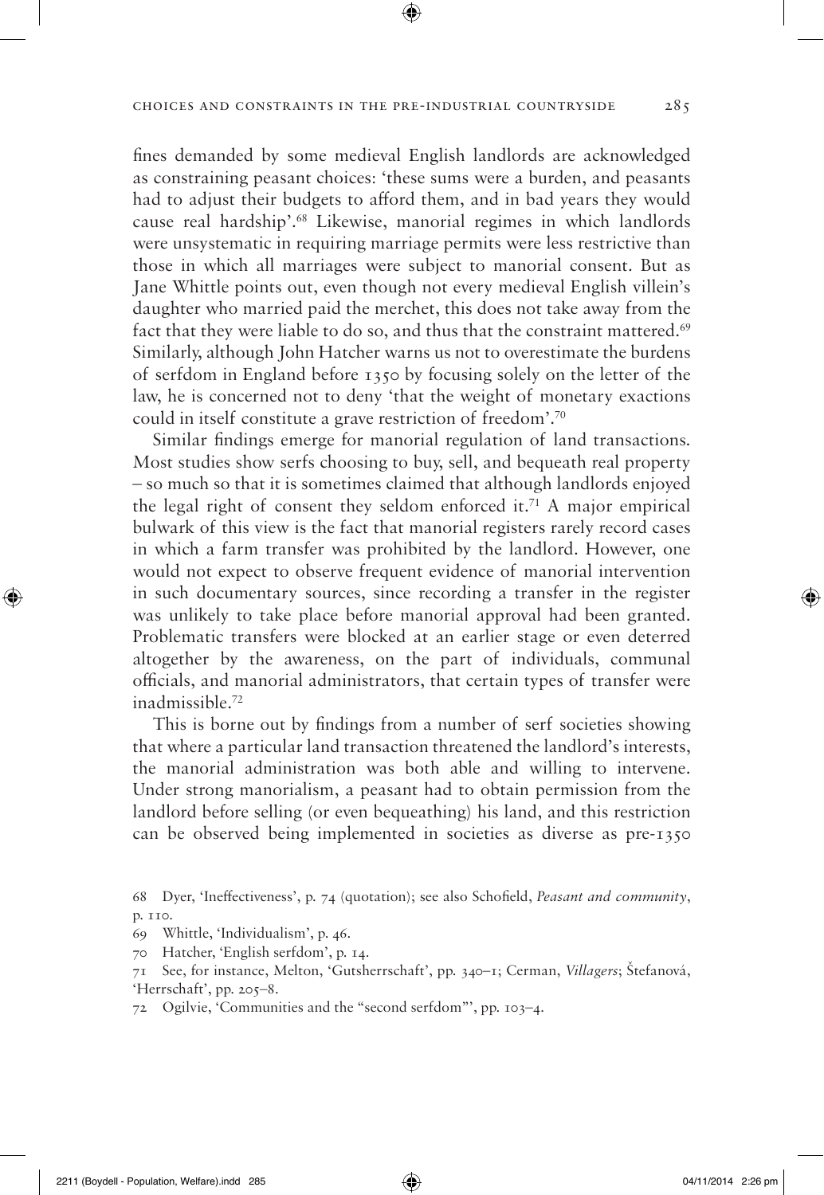fines demanded by some medieval English landlords are acknowledged as constraining peasant choices: 'these sums were a burden, and peasants had to adjust their budgets to afford them, and in bad years they would cause real hardship'.[68] Likewise, manorial regimes in which landlords were unsystematic in requiring marriage permits were less restrictive than those in which all marriages were subject to manorial consent. But as Jane Whittle points out, even though not every medieval English villein's daughter who married paid the merchet, this does not take away from the fact that they were liable to do so, and thus that the constraint mattered.[69] Similarly, although John Hatcher warns us not to overestimate the burdens of serfdom in England before 1350 by focusing solely on the letter of the law, he is concerned not to deny 'that the weight of monetary exactions could in itself constitute a grave restriction of freedom'.[70]

Similar findings emerge for manorial regulation of land transactions. Most studies show serfs choosing to buy, sell, and bequeath real property – so much so that it is sometimes claimed that although landlords enjoyed the legal right of consent they seldom enforced it.[71] A major empirical bulwark of this view is the fact that manorial registers rarely record cases in which a farm transfer was prohibited by the landlord. However, one would not expect to observe frequent evidence of manorial intervention in such documentary sources, since recording a transfer in the register was unlikely to take place before manorial approval had been granted. Problematic transfers were blocked at an earlier stage or even deterred altogether by the awareness, on the part of individuals, communal officials, and manorial administrators, that certain types of transfer were inadmissible.[72]

This is borne out by findings from a number of serf societies showing that where a particular land transaction threatened the landlord's interests, the manorial administration was both able and willing to intervene. Under strong manorialism, a peasant had to obtain permission from the landlord before selling (or even bequeathing) his land, and this restriction can be observed being implemented in societies as diverse as pre-1350

68 Dyer, 'Ineffectiveness', p. 74 (quotation); see also Schofield, *Peasant and community*, p. 110.

69 Whittle, 'Individualism', p. 46.

70 Hatcher, 'English serfdom', p. 14.

71 See, for instance, Melton, 'Gutsherrschaft', pp. 340–1; Cerman, *Villagers*; Štefanová, 'Herrschaft', pp. 205–8.

72 Ogilvie, 'Communities and the "second serfdom"', pp. 103–4.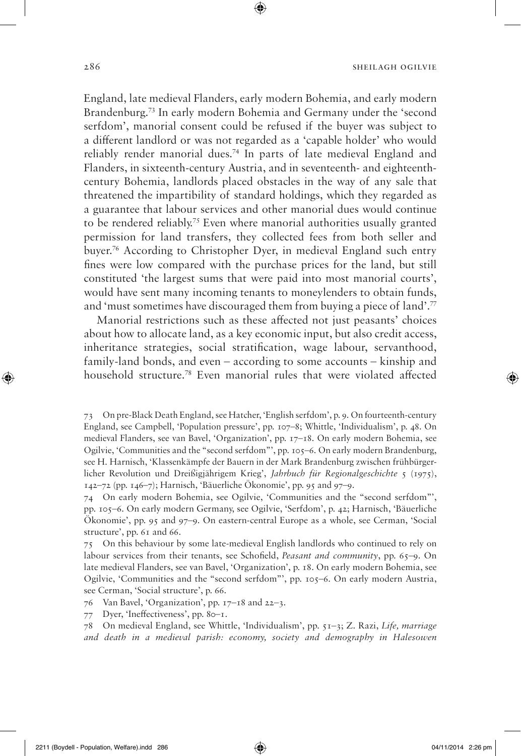England, late medieval Flanders, early modern Bohemia, and early modern Brandenburg.[73] In early modern Bohemia and Germany under the 'second serfdom', manorial consent could be refused if the buyer was subject to a different landlord or was not regarded as a 'capable holder' who would reliably render manorial dues.[74] In parts of late medieval England and Flanders, in sixteenth-century Austria, and in seventeenth- and eighteenth-century Bohemia, landlords placed obstacles in the way of any sale that threatened the impartibility of standard holdings, which they regarded as a guarantee that labour services and other manorial dues would continue to be rendered reliably.[75] Even where manorial authorities usually granted permission for land transfers, they collected fees from both seller and buyer.[76] According to Christopher Dyer, in medieval England such entry fines were low compared with the purchase prices for the land, but still constituted 'the largest sums that were paid into most manorial courts', would have sent many incoming tenants to moneylenders to obtain funds, and 'must sometimes have discouraged them from buying a piece of land'.[77]

Manorial restrictions such as these affected not just peasants' choices about how to allocate land, as a key economic input, but also credit access, inheritance strategies, social stratification, wage labour, servanthood, family-land bonds, and even – according to some accounts – kinship and household structure.[78] Even manorial rules that were violated affected

73 On pre-Black Death England, see Hatcher, 'English serfdom', p. 9. On fourteenth-century England, see Campbell, 'Population pressure', pp. 107–8; Whittle, 'Individualism', p. 48. On medieval Flanders, see van Bavel, 'Organization', pp. 17–18. On early modern Bohemia, see Ogilvie, 'Communities and the "second serfdom"', pp. 105–6. On early modern Brandenburg, see H. Harnisch, 'Klassenkämpfe der Bauern in der Mark Brandenburg zwischen frühbürgerlicher Revolution und Dreißigjährigem Krieg', *Jahrbuch für Regionalgeschichte* 5 (1975), 142–72 (pp. 146–7); Harnisch, 'Bäuerliche Ökonomie', pp. 95 and 97–9.

74 On early modern Bohemia, see Ogilvie, 'Communities and the "second serfdom"', pp. 105–6. On early modern Germany, see Ogilvie, 'Serfdom', p. 42; Harnisch, 'Bäuerliche Ökonomie', pp. 95 and 97–9. On eastern-central Europe as a whole, see Cerman, 'Social structure', pp. 61 and 66.

75 On this behaviour by some late-medieval English landlords who continued to rely on labour services from their tenants, see Schofield, *Peasant and community*, pp. 65–9. On late medieval Flanders, see van Bavel, 'Organization', p. 18. On early modern Bohemia, see Ogilvie, 'Communities and the "second serfdom"', pp. 105–6. On early modern Austria, see Cerman, 'Social structure', p. 66.

76 Van Bavel, 'Organization', pp. 17–18 and 22–3.

77 Dyer, 'Ineffectiveness', pp. 80–1.

78 On medieval England, see Whittle, 'Individualism', pp. 51–3; Z. Razi, *Life, marriage and death in a medieval parish: economy, society and demography in Halesowen*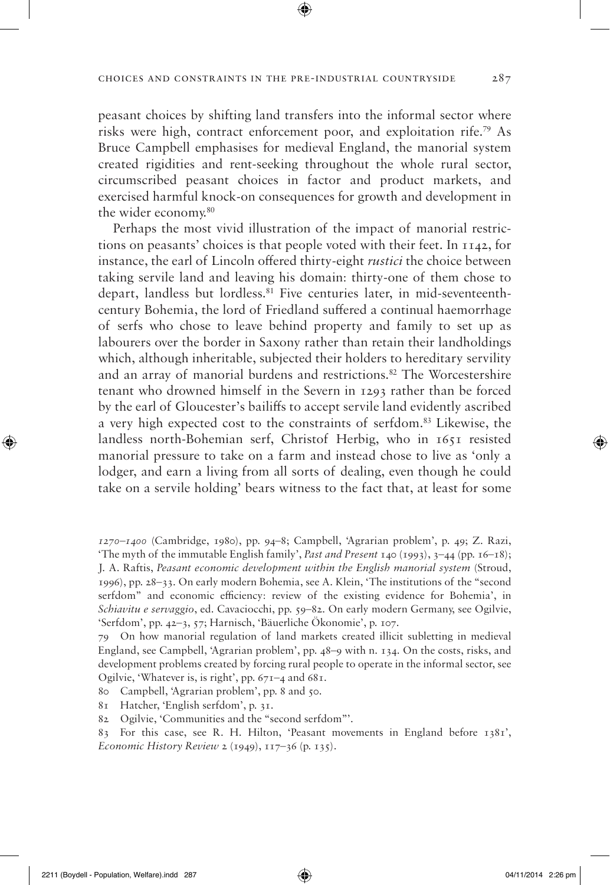peasant choices by shifting land transfers into the informal sector where risks were high, contract enforcement poor, and exploitation rife.[79] As Bruce Campbell emphasises for medieval England, the manorial system created rigidities and rent-seeking throughout the whole rural sector, circumscribed peasant choices in factor and product markets, and exercised harmful knock-on consequences for growth and development in the wider economy.[80]

Perhaps the most vivid illustration of the impact of manorial restrictions on peasants' choices is that people voted with their feet. In 1142, for instance, the earl of Lincoln offered thirty-eight *rustici* the choice between taking servile land and leaving his domain: thirty-one of them chose to depart, landless but lordless.[81] Five centuries later, in mid-seventeenth-century Bohemia, the lord of Friedland suffered a continual haemorrhage of serfs who chose to leave behind property and family to set up as labourers over the border in Saxony rather than retain their landholdings which, although inheritable, subjected their holders to hereditary servility and an array of manorial burdens and restrictions.[82] The Worcestershire tenant who drowned himself in the Severn in 1293 rather than be forced by the earl of Gloucester's bailiffs to accept servile land evidently ascribed a very high expected cost to the constraints of serfdom.[83] Likewise, the landless north-Bohemian serf, Christof Herbig, who in 1651 resisted manorial pressure to take on a farm and instead chose to live as 'only a lodger, and earn a living from all sorts of dealing, even though he could take on a servile holding' bears witness to the fact that, at least for some

*1270–1400* (Cambridge, 1980), pp. 94–8; Campbell, 'Agrarian problem', p. 49; Z. Razi, 'The myth of the immutable English family', *Past and Present* 140 (1993), 3–44 (pp. 16–18); J. A. Raftis, *Peasant economic development within the English manorial system* (Stroud, 1996), pp. 28–33. On early modern Bohemia, see A. Klein, 'The institutions of the "second serfdom" and economic efficiency: review of the existing evidence for Bohemia', in *Schiavitu e servaggio*, ed. Cavaciocchi, pp. 59–82. On early modern Germany, see Ogilvie, 'Serfdom', pp. 42–3, 57; Harnisch, 'Bäuerliche Ökonomie', p. 107.

79 On how manorial regulation of land markets created illicit subletting in medieval England, see Campbell, 'Agrarian problem', pp. 48–9 with n. 134. On the costs, risks, and development problems created by forcing rural people to operate in the informal sector, see Ogilvie, 'Whatever is, is right', pp. 671–4 and 681.

80 Campbell, 'Agrarian problem', pp. 8 and 50.

81 Hatcher, 'English serfdom', p. 31.

82 Ogilvie, 'Communities and the "second serfdom"'.

83 For this case, see R. H. Hilton, 'Peasant movements in England before 1381', *Economic History Review* 2 (1949), 117–36 (p. 135).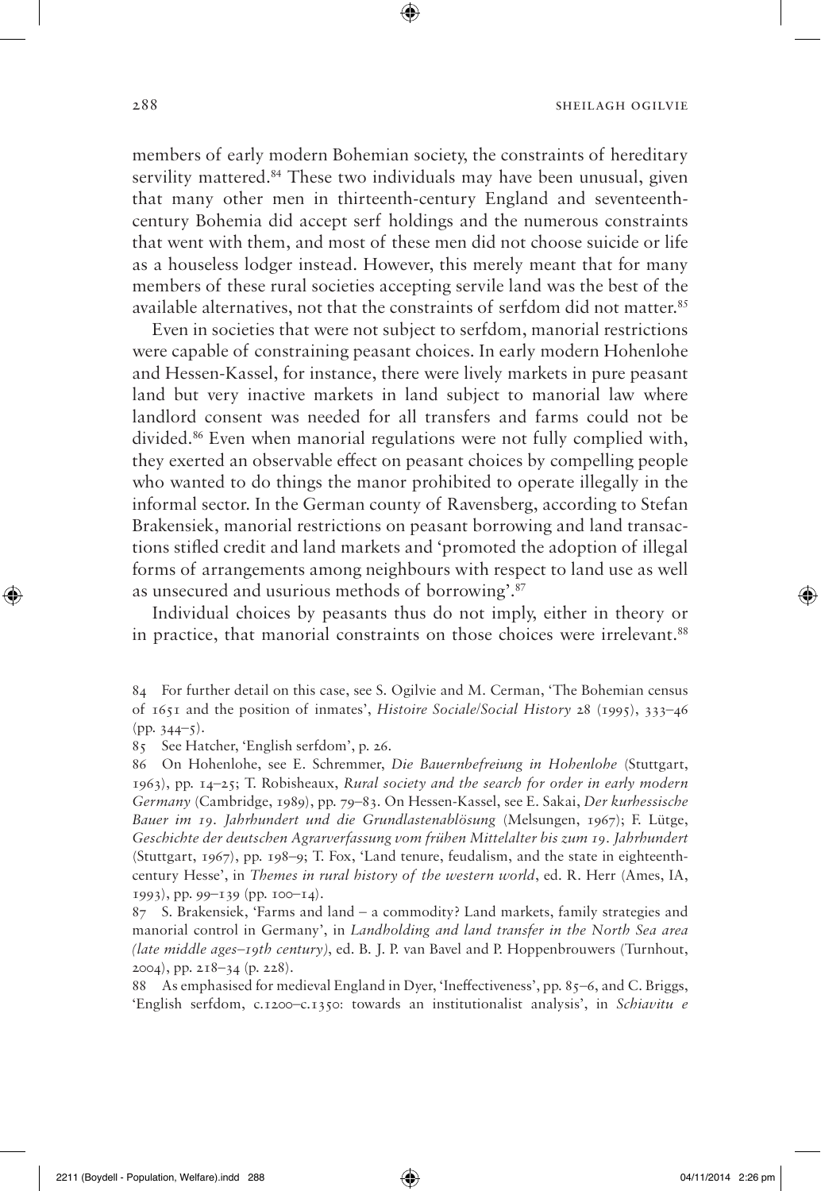members of early modern Bohemian society, the constraints of hereditary servility mattered.[84] These two individuals may have been unusual, given that many other men in thirteenth-century England and seventeenth-century Bohemia did accept serf holdings and the numerous constraints that went with them, and most of these men did not choose suicide or life as a houseless lodger instead. However, this merely meant that for many members of these rural societies accepting servile land was the best of the available alternatives, not that the constraints of serfdom did not matter.[85]

Even in societies that were not subject to serfdom, manorial restrictions were capable of constraining peasant choices. In early modern Hohenlohe and Hessen-Kassel, for instance, there were lively markets in pure peasant land but very inactive markets in land subject to manorial law where landlord consent was needed for all transfers and farms could not be divided.[86] Even when manorial regulations were not fully complied with, they exerted an observable effect on peasant choices by compelling people who wanted to do things the manor prohibited to operate illegally in the informal sector. In the German county of Ravensberg, according to Stefan Brakensiek, manorial restrictions on peasant borrowing and land transactions stifled credit and land markets and 'promoted the adoption of illegal forms of arrangements among neighbours with respect to land use as well as unsecured and usurious methods of borrowing'.[87]

Individual choices by peasants thus do not imply, either in theory or in practice, that manorial constraints on those choices were irrelevant.[88]

---

84 For further detail on this case, see S. Ogilvie and M. Cerman, 'The Bohemian census of 1651 and the position of inmates', *Histoire Sociale/Social History* 28 (1995), 333–46 (pp. 344–5).

85 See Hatcher, 'English serfdom', p. 26.

86 On Hohenlohe, see E. Schremmer, *Die Bauernbefreiung in Hohenlohe* (Stuttgart, 1963), pp. 14–25; T. Robisheaux, *Rural society and the search for order in early modern Germany* (Cambridge, 1989), pp. 79–83. On Hessen-Kassel, see E. Sakai, *Der kurhessische Bauer im 19. Jahrhundert und die Grundlastenablösung* (Melsungen, 1967); F. Lütge, *Geschichte der deutschen Agrarverfassung vom frühen Mittelalter bis zum 19. Jahrhundert* (Stuttgart, 1967), pp. 198–9; T. Fox, 'Land tenure, feudalism, and the state in eighteenth-century Hesse', in *Themes in rural history of the western world*, ed. R. Herr (Ames, IA, 1993), pp. 99–139 (pp. 100–14).

87 S. Brakensiek, 'Farms and land – a commodity? Land markets, family strategies and manorial control in Germany', in *Landholding and land transfer in the North Sea area (late middle ages–19th century)*, ed. B. J. P. van Bavel and P. Hoppenbrouwers (Turnhout, 2004), pp. 218–34 (p. 228).

88 As emphasised for medieval England in Dyer, 'Ineffectiveness', pp. 85–6, and C. Briggs, 'English serfdom, c.1200–c.1350: towards an institutionalist analysis', in *Schiavitu e*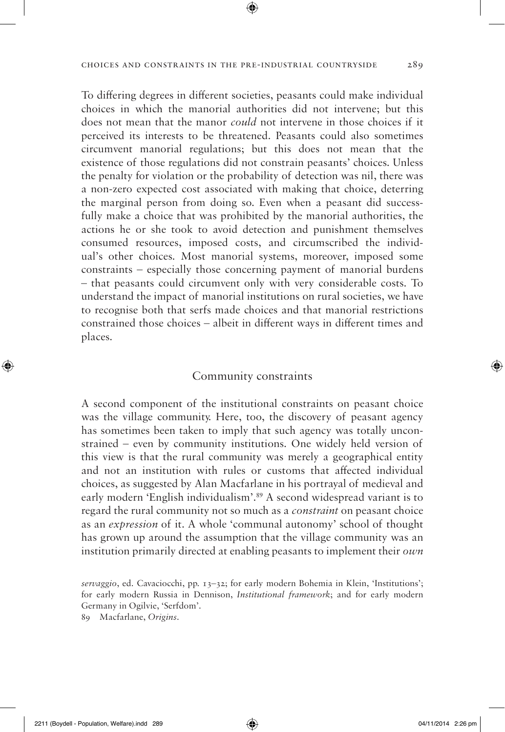To differing degrees in different societies, peasants could make individual choices in which the manorial authorities did not intervene; but this does not mean that the manor *could* not intervene in those choices if it perceived its interests to be threatened. Peasants could also sometimes circumvent manorial regulations; but this does not mean that the existence of those regulations did not constrain peasants' choices. Unless the penalty for violation or the probability of detection was nil, there was a non-zero expected cost associated with making that choice, deterring the marginal person from doing so. Even when a peasant did successfully make a choice that was prohibited by the manorial authorities, the actions he or she took to avoid detection and punishment themselves consumed resources, imposed costs, and circumscribed the individual's other choices. Most manorial systems, moreover, imposed some constraints – especially those concerning payment of manorial burdens – that peasants could circumvent only with very considerable costs. To understand the impact of manorial institutions on rural societies, we have to recognise both that serfs made choices and that manorial restrictions constrained those choices – albeit in different ways in different times and places.

## Community constraints

A second component of the institutional constraints on peasant choice was the village community. Here, too, the discovery of peasant agency has sometimes been taken to imply that such agency was totally unconstrained – even by community institutions. One widely held version of this view is that the rural community was merely a geographical entity and not an institution with rules or customs that affected individual choices, as suggested by Alan Macfarlane in his portrayal of medieval and early modern 'English individualism'.[89] A second widespread variant is to regard the rural community not so much as a *constraint* on peasant choice as an *expression* of it. A whole 'communal autonomy' school of thought has grown up around the assumption that the village community was an institution primarily directed at enabling peasants to implement their *own*

*servaggio*, ed. Cavaciocchi, pp. 13–32; for early modern Bohemia in Klein, 'Institutions'; for early modern Russia in Dennison, *Institutional framework*; and for early modern Germany in Ogilvie, 'Serfdom'.

89 Macfarlane, *Origins*.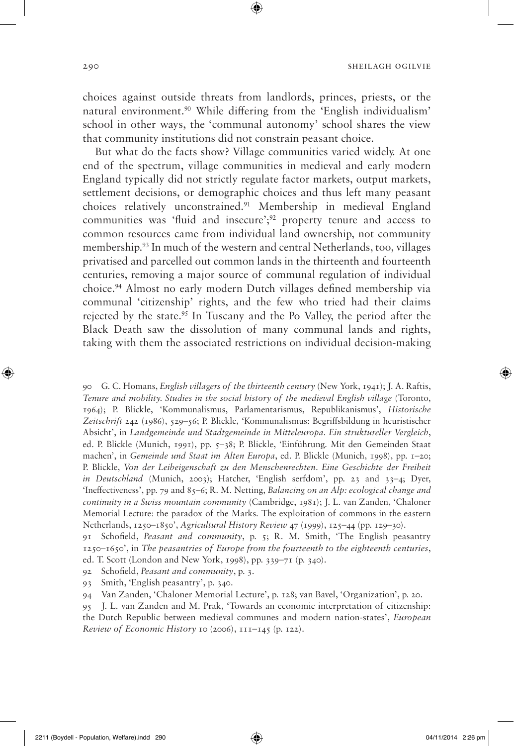choices against outside threats from landlords, princes, priests, or the natural environment.[90] While differing from the 'English individualism' school in other ways, the 'communal autonomy' school shares the view that community institutions did not constrain peasant choice.

But what do the facts show? Village communities varied widely. At one end of the spectrum, village communities in medieval and early modern England typically did not strictly regulate factor markets, output markets, settlement decisions, or demographic choices and thus left many peasant choices relatively unconstrained.[91] Membership in medieval England communities was 'fluid and insecure';[92] property tenure and access to common resources came from individual land ownership, not community membership.[93] In much of the western and central Netherlands, too, villages privatised and parcelled out common lands in the thirteenth and fourteenth centuries, removing a major source of communal regulation of individual choice.[94] Almost no early modern Dutch villages defined membership via communal 'citizenship' rights, and the few who tried had their claims rejected by the state.[95] In Tuscany and the Po Valley, the period after the Black Death saw the dissolution of many communal lands and rights, taking with them the associated restrictions on individual decision-making

90 G. C. Homans, *English villagers of the thirteenth century* (New York, 1941); J. A. Raftis, *Tenure and mobility. Studies in the social history of the medieval English village* (Toronto, 1964); P. Blickle, 'Kommunalismus, Parlamentarismus, Republikanismus', *Historische Zeitschrift* 242 (1986), 529–56; P. Blickle, 'Kommunalismus: Begriffsbildung in heuristischer Absicht', in *Landgemeinde und Stadtgemeinde in Mitteleuropa. Ein struktureller Vergleich*, ed. P. Blickle (Munich, 1991), pp. 5–38; P. Blickle, 'Einführung. Mit den Gemeinden Staat machen', in *Gemeinde und Staat im Alten Europa*, ed. P. Blickle (Munich, 1998), pp. 1–20; P. Blickle, *Von der Leibeigenschaft zu den Menschenrechten. Eine Geschichte der Freiheit in Deutschland* (Munich, 2003); Hatcher, 'English serfdom', pp. 23 and 33–4; Dyer, 'Ineffectiveness', pp. 79 and 85–6; R. M. Netting, *Balancing on an Alp: ecological change and continuity in a Swiss mountain community* (Cambridge, 1981); J. L. van Zanden, 'Chaloner Memorial Lecture: the paradox of the Marks. The exploitation of commons in the eastern Netherlands, 1250–1850', *Agricultural History Review* 47 (1999), 125–44 (pp. 129–30).

91 Schofield, *Peasant and community*, p. 5; R. M. Smith, 'The English peasantry 1250–1650', in *The peasantries of Europe from the fourteenth to the eighteenth centuries*, ed. T. Scott (London and New York, 1998), pp. 339–71 (p. 340).

92 Schofield, *Peasant and community*, p. 3.

93 Smith, 'English peasantry', p. 340.

94 Van Zanden, 'Chaloner Memorial Lecture', p. 128; van Bavel, 'Organization', p. 20.

95 J. L. van Zanden and M. Prak, 'Towards an economic interpretation of citizenship: the Dutch Republic between medieval communes and modern nation-states', *European Review of Economic History* 10 (2006), 111–145 (p. 122).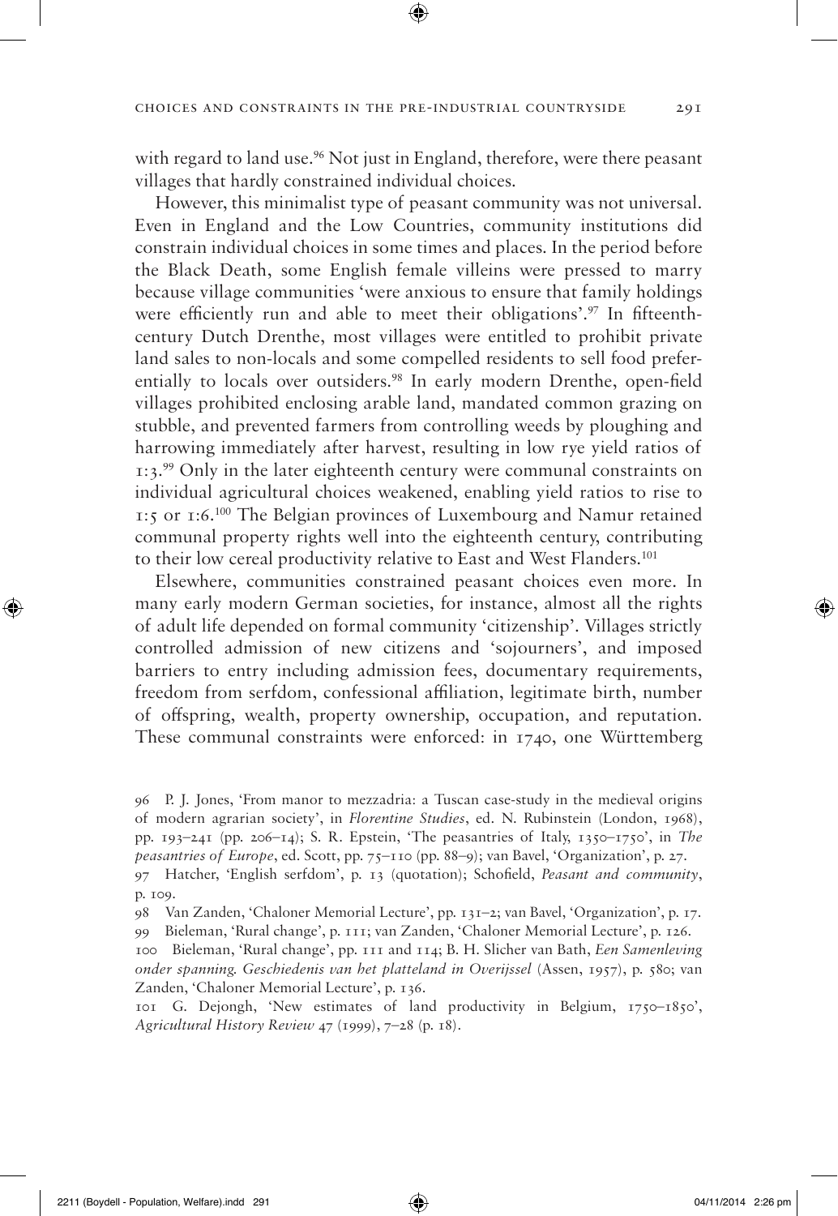with regard to land use.[96] Not just in England, therefore, were there peasant villages that hardly constrained individual choices.

However, this minimalist type of peasant community was not universal. Even in England and the Low Countries, community institutions did constrain individual choices in some times and places. In the period before the Black Death, some English female villeins were pressed to marry because village communities 'were anxious to ensure that family holdings were efficiently run and able to meet their obligations'.[97] In fifteenth-century Dutch Drenthe, most villages were entitled to prohibit private land sales to non-locals and some compelled residents to sell food preferentially to locals over outsiders.[98] In early modern Drenthe, open-field villages prohibited enclosing arable land, mandated common grazing on stubble, and prevented farmers from controlling weeds by ploughing and harrowing immediately after harvest, resulting in low rye yield ratios of 1:3.[99] Only in the later eighteenth century were communal constraints on individual agricultural choices weakened, enabling yield ratios to rise to 1:5 or 1:6.[100] The Belgian provinces of Luxembourg and Namur retained communal property rights well into the eighteenth century, contributing to their low cereal productivity relative to East and West Flanders.[101]

Elsewhere, communities constrained peasant choices even more. In many early modern German societies, for instance, almost all the rights of adult life depended on formal community 'citizenship'. Villages strictly controlled admission of new citizens and 'sojourners', and imposed barriers to entry including admission fees, documentary requirements, freedom from serfdom, confessional affiliation, legitimate birth, number of offspring, wealth, property ownership, occupation, and reputation. These communal constraints were enforced: in 1740, one Württemberg

96 P. J. Jones, 'From manor to mezzadria: a Tuscan case-study in the medieval origins of modern agrarian society', in *Florentine Studies*, ed. N. Rubinstein (London, 1968), pp. 193–241 (pp. 206–14); S. R. Epstein, 'The peasantries of Italy, 1350–1750', in *The peasantries of Europe*, ed. Scott, pp. 75–110 (pp. 88–9); van Bavel, 'Organization', p. 27.

97 Hatcher, 'English serfdom', p. 13 (quotation); Schofield, *Peasant and community*, p. 109.

98 Van Zanden, 'Chaloner Memorial Lecture', pp. 131–2; van Bavel, 'Organization', p. 17.

99 Bieleman, 'Rural change', p. 111; van Zanden, 'Chaloner Memorial Lecture', p. 126.

100 Bieleman, 'Rural change', pp. 111 and 114; B. H. Slicher van Bath, *Een Samenleving onder spanning. Geschiedenis van het platteland in Overijssel* (Assen, 1957), p. 580; van Zanden, 'Chaloner Memorial Lecture', p. 136.

101 G. Dejongh, 'New estimates of land productivity in Belgium, 1750–1850', *Agricultural History Review* 47 (1999), 7–28 (p. 18).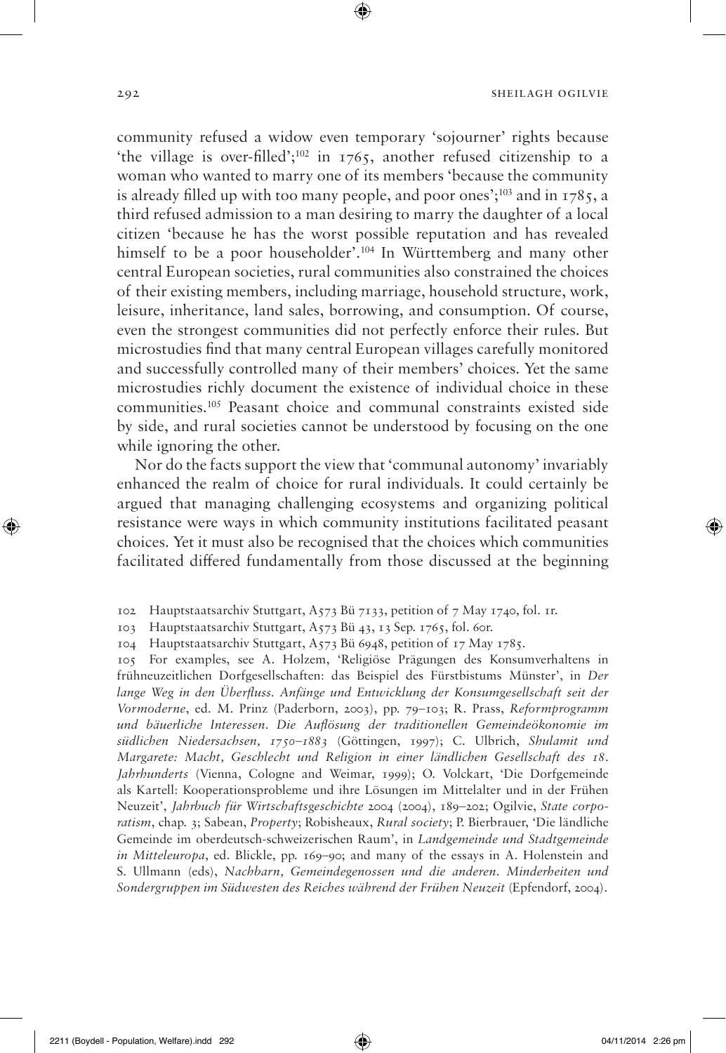community refused a widow even temporary 'sojourner' rights because 'the village is over-filled';[102] in 1765, another refused citizenship to a woman who wanted to marry one of its members 'because the community is already filled up with too many people, and poor ones';[103] and in 1785, a third refused admission to a man desiring to marry the daughter of a local citizen 'because he has the worst possible reputation and has revealed himself to be a poor householder'.[104] In Württemberg and many other central European societies, rural communities also constrained the choices of their existing members, including marriage, household structure, work, leisure, inheritance, land sales, borrowing, and consumption. Of course, even the strongest communities did not perfectly enforce their rules. But microstudies find that many central European villages carefully monitored and successfully controlled many of their members' choices. Yet the same microstudies richly document the existence of individual choice in these communities.[105] Peasant choice and communal constraints existed side by side, and rural societies cannot be understood by focusing on the one while ignoring the other.

Nor do the facts support the view that 'communal autonomy' invariably enhanced the realm of choice for rural individuals. It could certainly be argued that managing challenging ecosystems and organizing political resistance were ways in which community institutions facilitated peasant choices. Yet it must also be recognised that the choices which communities facilitated differed fundamentally from those discussed at the beginning

102 Hauptstaatsarchiv Stuttgart, A573 Bü 7133, petition of 7 May 1740, fol. 1r.

103 Hauptstaatsarchiv Stuttgart, A573 Bü 43, 13 Sep. 1765, fol. 60r.

104 Hauptstaatsarchiv Stuttgart, A573 Bü 6948, petition of 17 May 1785.

105 For examples, see A. Holzem, 'Religiöse Prägungen des Konsumverhaltens in frühneuzeitlichen Dorfgesellschaften: das Beispiel des Fürstbistums Münster', in *Der lange Weg in den Überfluss. Anfänge und Entwicklung der Konsumgesellschaft seit der Vormoderne*, ed. M. Prinz (Paderborn, 2003), pp. 79–103; R. Prass, *Reformprogramm und bäuerliche Interessen. Die Auflösung der traditionellen Gemeindeökonomie im südlichen Niedersachsen, 1750–1883* (Göttingen, 1997); C. Ulbrich, *Shulamit und Margarete: Macht, Geschlecht und Religion in einer ländlichen Gesellschaft des 18. Jahrhunderts* (Vienna, Cologne and Weimar, 1999); O. Volckart, 'Die Dorfgemeinde als Kartell: Kooperationsprobleme und ihre Lösungen im Mittelalter und in der Frühen Neuzeit', *Jahrbuch für Wirtschaftsgeschichte* 2004 (2004), 189–202; Ogilvie, *State corporatism*, chap. 3; Sabean, *Property*; Robisheaux, *Rural society*; P. Bierbrauer, 'Die ländliche Gemeinde im oberdeutsch-schweizerischen Raum', in *Landgemeinde und Stadtgemeinde in Mitteleuropa*, ed. Blickle, pp. 169–90; and many of the essays in A. Holenstein and S. Ullmann (eds), *Nachbarn, Gemeindegenossen und die anderen. Minderheiten und Sondergruppen im Südwesten des Reiches während der Frühen Neuzeit* (Epfendorf, 2004).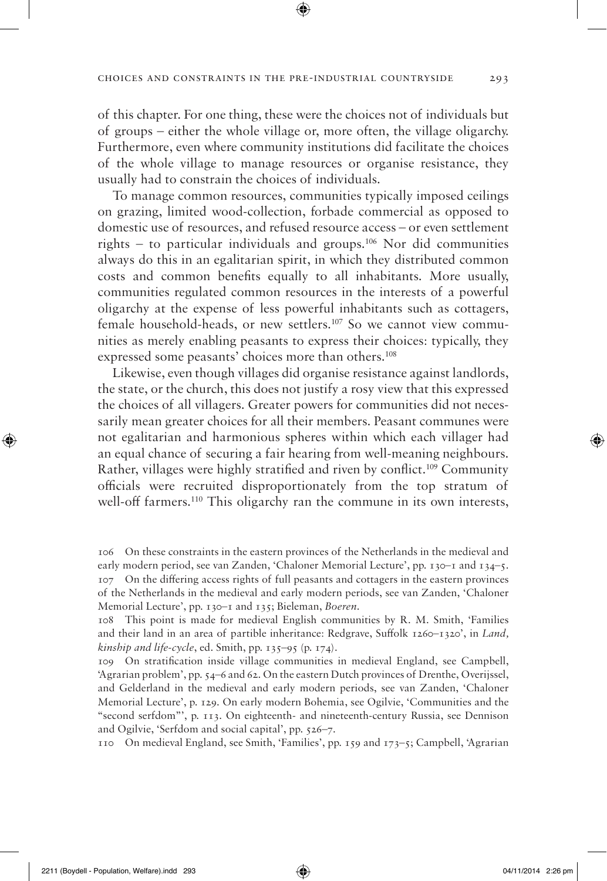of this chapter. For one thing, these were the choices not of individuals but of groups – either the whole village or, more often, the village oligarchy. Furthermore, even where community institutions did facilitate the choices of the whole village to manage resources or organise resistance, they usually had to constrain the choices of individuals.

To manage common resources, communities typically imposed ceilings on grazing, limited wood-collection, forbade commercial as opposed to domestic use of resources, and refused resource access – or even settlement rights – to particular individuals and groups.[106] Nor did communities always do this in an egalitarian spirit, in which they distributed common costs and common benefits equally to all inhabitants. More usually, communities regulated common resources in the interests of a powerful oligarchy at the expense of less powerful inhabitants such as cottagers, female household-heads, or new settlers.[107] So we cannot view communities as merely enabling peasants to express their choices: typically, they expressed some peasants' choices more than others.[108]

Likewise, even though villages did organise resistance against landlords, the state, or the church, this does not justify a rosy view that this expressed the choices of all villagers. Greater powers for communities did not necessarily mean greater choices for all their members. Peasant communes were not egalitarian and harmonious spheres within which each villager had an equal chance of securing a fair hearing from well-meaning neighbours. Rather, villages were highly stratified and riven by conflict.[109] Community officials were recruited disproportionately from the top stratum of well-off farmers.[110] This oligarchy ran the commune in its own interests,

106 On these constraints in the eastern provinces of the Netherlands in the medieval and early modern period, see van Zanden, 'Chaloner Memorial Lecture', pp. 130–1 and 134–5.

107 On the differing access rights of full peasants and cottagers in the eastern provinces of the Netherlands in the medieval and early modern periods, see van Zanden, 'Chaloner Memorial Lecture', pp. 130–1 and 135; Bieleman, *Boeren*.

108 This point is made for medieval English communities by R. M. Smith, 'Families and their land in an area of partible inheritance: Redgrave, Suffolk 1260–1320', in *Land, kinship and life-cycle*, ed. Smith, pp. 135–95 (p. 174).

109 On stratification inside village communities in medieval England, see Campbell, 'Agrarian problem', pp. 54–6 and 62. On the eastern Dutch provinces of Drenthe, Overijssel, and Gelderland in the medieval and early modern periods, see van Zanden, 'Chaloner Memorial Lecture', p. 129. On early modern Bohemia, see Ogilvie, 'Communities and the "second serfdom"', p. 113. On eighteenth- and nineteenth-century Russia, see Dennison and Ogilvie, 'Serfdom and social capital', pp. 526–7.

110 On medieval England, see Smith, 'Families', pp. 159 and 173–5; Campbell, 'Agrarian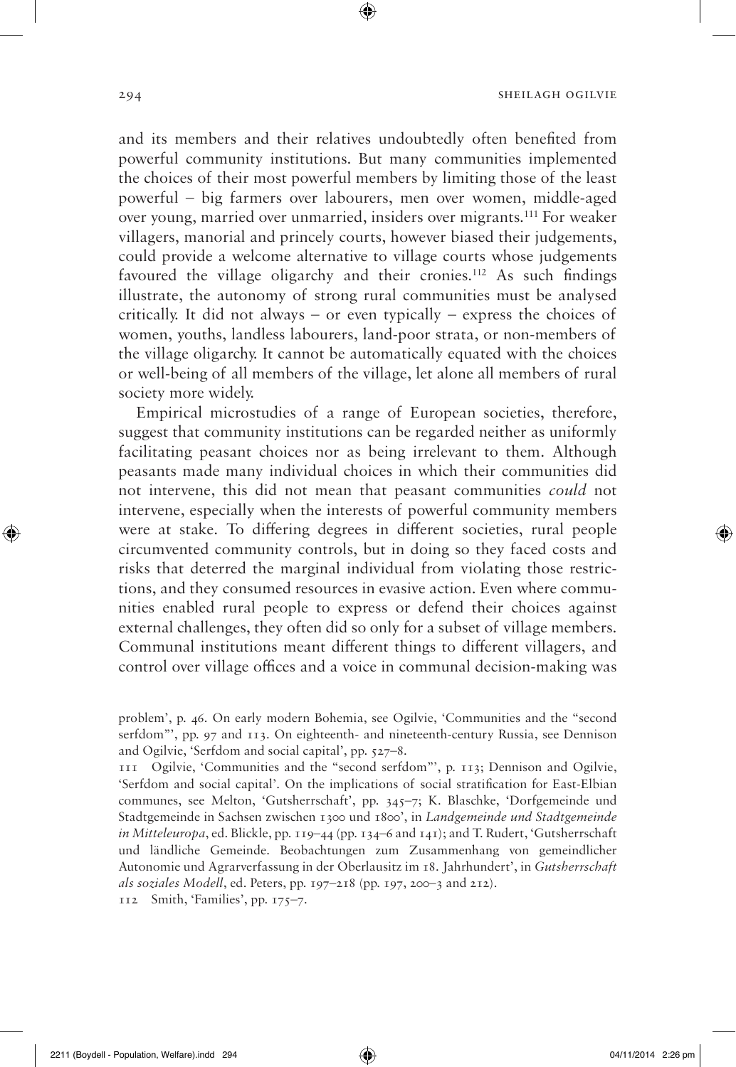and its members and their relatives undoubtedly often benefited from powerful community institutions. But many communities implemented the choices of their most powerful members by limiting those of the least powerful – big farmers over labourers, men over women, middle-aged over young, married over unmarried, insiders over migrants.[111] For weaker villagers, manorial and princely courts, however biased their judgements, could provide a welcome alternative to village courts whose judgements favoured the village oligarchy and their cronies.[112] As such findings illustrate, the autonomy of strong rural communities must be analysed critically. It did not always – or even typically – express the choices of women, youths, landless labourers, land-poor strata, or non-members of the village oligarchy. It cannot be automatically equated with the choices or well-being of all members of the village, let alone all members of rural society more widely.

Empirical microstudies of a range of European societies, therefore, suggest that community institutions can be regarded neither as uniformly facilitating peasant choices nor as being irrelevant to them. Although peasants made many individual choices in which their communities did not intervene, this did not mean that peasant communities *could* not intervene, especially when the interests of powerful community members were at stake. To differing degrees in different societies, rural people circumvented community controls, but in doing so they faced costs and risks that deterred the marginal individual from violating those restrictions, and they consumed resources in evasive action. Even where communities enabled rural people to express or defend their choices against external challenges, they often did so only for a subset of village members. Communal institutions meant different things to different villagers, and control over village offices and a voice in communal decision-making was

problem', p. 46. On early modern Bohemia, see Ogilvie, 'Communities and the "second serfdom"', pp. 97 and 113. On eighteenth- and nineteenth-century Russia, see Dennison and Ogilvie, 'Serfdom and social capital', pp. 527–8.

111 Ogilvie, 'Communities and the "second serfdom"', p. 113; Dennison and Ogilvie, 'Serfdom and social capital'. On the implications of social stratification for East-Elbian communes, see Melton, 'Gutsherrschaft', pp. 345–7; K. Blaschke, 'Dorfgemeinde und Stadtgemeinde in Sachsen zwischen 1300 und 1800', in *Landgemeinde und Stadtgemeinde in Mitteleuropa*, ed. Blickle, pp. 119–44 (pp. 134–6 and 141); and T. Rudert, 'Gutsherrschaft und ländliche Gemeinde. Beobachtungen zum Zusammenhang von gemeindlicher Autonomie und Agrarverfassung in der Oberlausitz im 18. Jahrhundert', in *Gutsherrschaft als soziales Modell*, ed. Peters, pp. 197–218 (pp. 197, 200–3 and 212).

112 Smith, 'Families', pp. 175–7.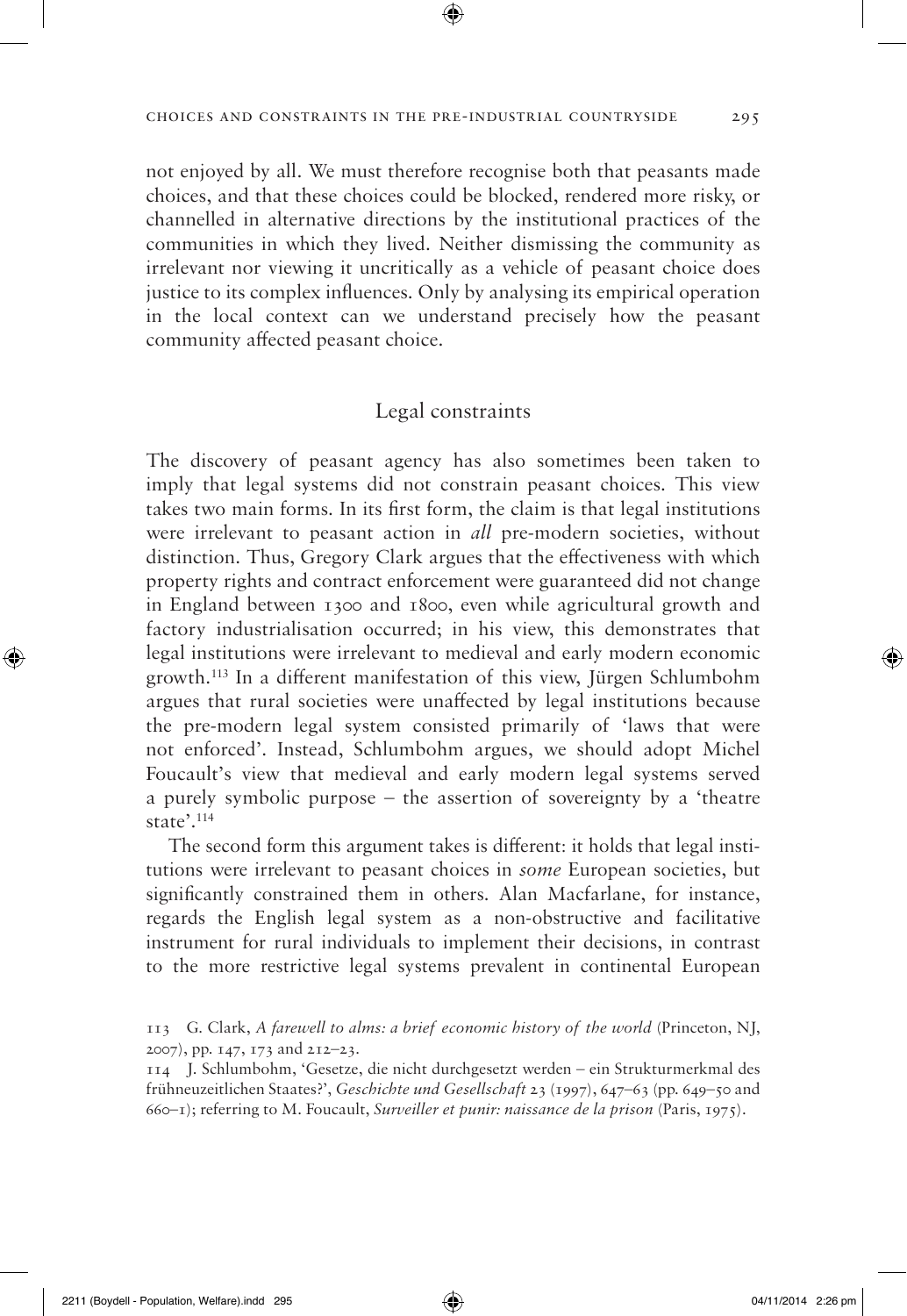not enjoyed by all. We must therefore recognise both that peasants made choices, and that these choices could be blocked, rendered more risky, or channelled in alternative directions by the institutional practices of the communities in which they lived. Neither dismissing the community as irrelevant nor viewing it uncritically as a vehicle of peasant choice does justice to its complex influences. Only by analysing its empirical operation in the local context can we understand precisely how the peasant community affected peasant choice.

## Legal constraints

The discovery of peasant agency has also sometimes been taken to imply that legal systems did not constrain peasant choices. This view takes two main forms. In its first form, the claim is that legal institutions were irrelevant to peasant action in *all* pre-modern societies, without distinction. Thus, Gregory Clark argues that the effectiveness with which property rights and contract enforcement were guaranteed did not change in England between 1300 and 1800, even while agricultural growth and factory industrialisation occurred; in his view, this demonstrates that legal institutions were irrelevant to medieval and early modern economic growth.[113] In a different manifestation of this view, Jürgen Schlumbohm argues that rural societies were unaffected by legal institutions because the pre-modern legal system consisted primarily of 'laws that were not enforced'. Instead, Schlumbohm argues, we should adopt Michel Foucault's view that medieval and early modern legal systems served a purely symbolic purpose – the assertion of sovereignty by a 'theatre state'.[114]

The second form this argument takes is different: it holds that legal institutions were irrelevant to peasant choices in *some* European societies, but significantly constrained them in others. Alan Macfarlane, for instance, regards the English legal system as a non-obstructive and facilitative instrument for rural individuals to implement their decisions, in contrast to the more restrictive legal systems prevalent in continental European

113 G. Clark, *A farewell to alms: a brief economic history of the world* (Princeton, NJ, 2007), pp. 147, 173 and 212–23.

114 J. Schlumbohm, 'Gesetze, die nicht durchgesetzt werden – ein Strukturmerkmal des frühneuzeitlichen Staates?', *Geschichte und Gesellschaft* 23 (1997), 647–63 (pp. 649–50 and 660–1); referring to M. Foucault, *Surveiller et punir: naissance de la prison* (Paris, 1975).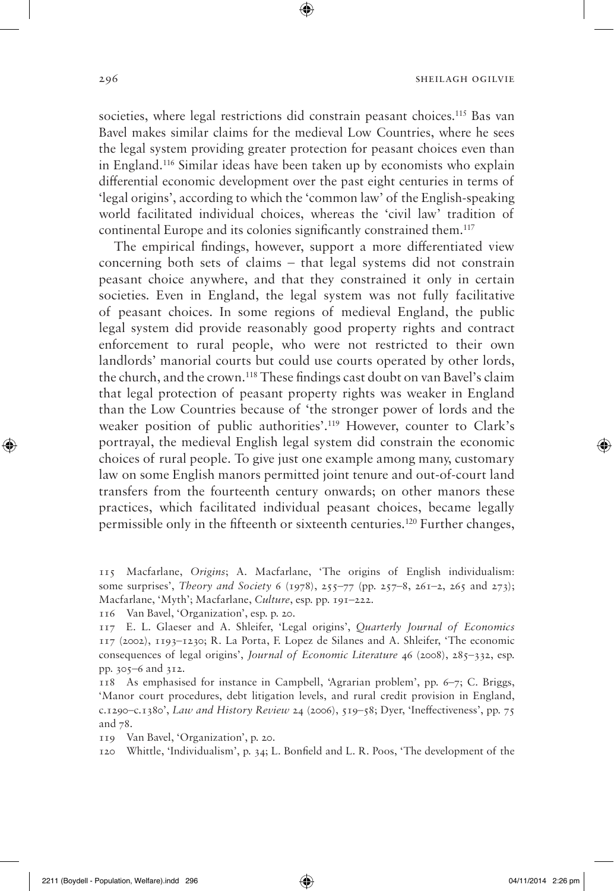societies, where legal restrictions did constrain peasant choices.[115] Bas van Bavel makes similar claims for the medieval Low Countries, where he sees the legal system providing greater protection for peasant choices even than in England.[116] Similar ideas have been taken up by economists who explain differential economic development over the past eight centuries in terms of 'legal origins', according to which the 'common law' of the English-speaking world facilitated individual choices, whereas the 'civil law' tradition of continental Europe and its colonies significantly constrained them.[117]

The empirical findings, however, support a more differentiated view concerning both sets of claims – that legal systems did not constrain peasant choice anywhere, and that they constrained it only in certain societies. Even in England, the legal system was not fully facilitative of peasant choices. In some regions of medieval England, the public legal system did provide reasonably good property rights and contract enforcement to rural people, who were not restricted to their own landlords' manorial courts but could use courts operated by other lords, the church, and the crown.[118] These findings cast doubt on van Bavel's claim that legal protection of peasant property rights was weaker in England than the Low Countries because of 'the stronger power of lords and the weaker position of public authorities'.[119] However, counter to Clark's portrayal, the medieval English legal system did constrain the economic choices of rural people. To give just one example among many, customary law on some English manors permitted joint tenure and out-of-court land transfers from the fourteenth century onwards; on other manors these practices, which facilitated individual peasant choices, became legally permissible only in the fifteenth or sixteenth centuries.[120] Further changes,

115 Macfarlane, *Origins*; A. Macfarlane, 'The origins of English individualism: some surprises', *Theory and Society* 6 (1978), 255–77 (pp. 257–8, 261–2, 265 and 273); Macfarlane, 'Myth'; Macfarlane, *Culture*, esp. pp. 191–222.

116 Van Bavel, 'Organization', esp. p. 20.

117 E. L. Glaeser and A. Shleifer, 'Legal origins', *Quarterly Journal of Economics* 117 (2002), 1193–1230; R. La Porta, F. Lopez de Silanes and A. Shleifer, 'The economic consequences of legal origins', *Journal of Economic Literature* 46 (2008), 285–332, esp. pp. 305–6 and 312.

118 As emphasised for instance in Campbell, 'Agrarian problem', pp. 6–7; C. Briggs, 'Manor court procedures, debt litigation levels, and rural credit provision in England, c.1290–c.1380', *Law and History Review* 24 (2006), 519–58; Dyer, 'Ineffectiveness', pp. 75 and 78.

119 Van Bavel, 'Organization', p. 20.

120 Whittle, 'Individualism', p. 34; L. Bonfield and L. R. Poos, 'The development of the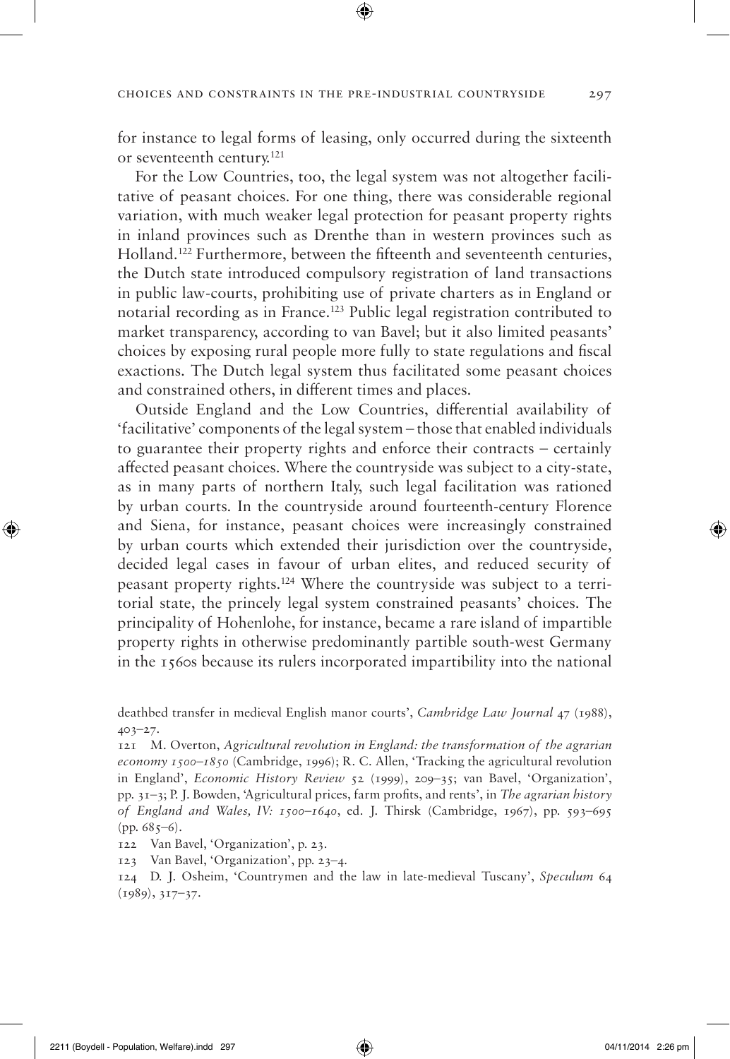for instance to legal forms of leasing, only occurred during the sixteenth or seventeenth century.[121]

For the Low Countries, too, the legal system was not altogether facilitative of peasant choices. For one thing, there was considerable regional variation, with much weaker legal protection for peasant property rights in inland provinces such as Drenthe than in western provinces such as Holland.[122] Furthermore, between the fifteenth and seventeenth centuries, the Dutch state introduced compulsory registration of land transactions in public law-courts, prohibiting use of private charters as in England or notarial recording as in France.[123] Public legal registration contributed to market transparency, according to van Bavel; but it also limited peasants' choices by exposing rural people more fully to state regulations and fiscal exactions. The Dutch legal system thus facilitated some peasant choices and constrained others, in different times and places.

Outside England and the Low Countries, differential availability of 'facilitative' components of the legal system – those that enabled individuals to guarantee their property rights and enforce their contracts – certainly affected peasant choices. Where the countryside was subject to a city-state, as in many parts of northern Italy, such legal facilitation was rationed by urban courts. In the countryside around fourteenth-century Florence and Siena, for instance, peasant choices were increasingly constrained by urban courts which extended their jurisdiction over the countryside, decided legal cases in favour of urban elites, and reduced security of peasant property rights.[124] Where the countryside was subject to a territorial state, the princely legal system constrained peasants' choices. The principality of Hohenlohe, for instance, became a rare island of impartible property rights in otherwise predominantly partible south-west Germany in the 1560s because its rulers incorporated impartibility into the national

deathbed transfer in medieval English manor courts', *Cambridge Law Journal* 47 (1988), 403–27.

121 M. Overton, *Agricultural revolution in England: the transformation of the agrarian economy 1500–1850* (Cambridge, 1996); R. C. Allen, 'Tracking the agricultural revolution in England', *Economic History Review* 52 (1999), 209–35; van Bavel, 'Organization', pp. 31–3; P. J. Bowden, 'Agricultural prices, farm profits, and rents', in *The agrarian history of England and Wales, IV: 1500–1640*, ed. J. Thirsk (Cambridge, 1967), pp. 593–695 (pp. 685–6).

122 Van Bavel, 'Organization', p. 23.

123 Van Bavel, 'Organization', pp. 23–4.

124 D. J. Osheim, 'Countrymen and the law in late-medieval Tuscany', *Speculum* 64 (1989), 317–37.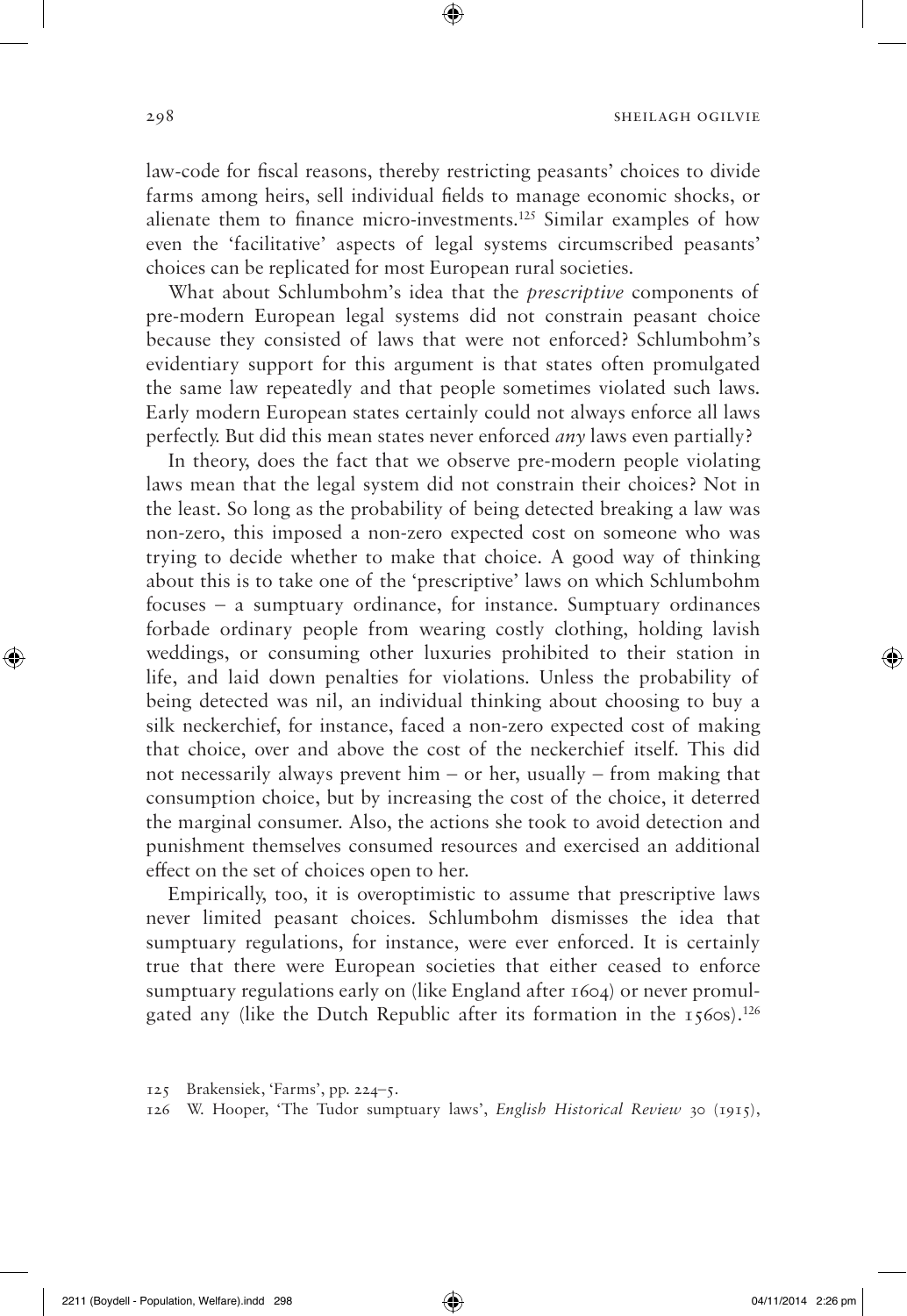law-code for fiscal reasons, thereby restricting peasants' choices to divide farms among heirs, sell individual fields to manage economic shocks, or alienate them to finance micro-investments.[125] Similar examples of how even the 'facilitative' aspects of legal systems circumscribed peasants' choices can be replicated for most European rural societies.

What about Schlumbohm's idea that the *prescriptive* components of pre-modern European legal systems did not constrain peasant choice because they consisted of laws that were not enforced? Schlumbohm's evidentiary support for this argument is that states often promulgated the same law repeatedly and that people sometimes violated such laws. Early modern European states certainly could not always enforce all laws perfectly. But did this mean states never enforced *any* laws even partially?

In theory, does the fact that we observe pre-modern people violating laws mean that the legal system did not constrain their choices? Not in the least. So long as the probability of being detected breaking a law was non-zero, this imposed a non-zero expected cost on someone who was trying to decide whether to make that choice. A good way of thinking about this is to take one of the 'prescriptive' laws on which Schlumbohm focuses – a sumptuary ordinance, for instance. Sumptuary ordinances forbade ordinary people from wearing costly clothing, holding lavish weddings, or consuming other luxuries prohibited to their station in life, and laid down penalties for violations. Unless the probability of being detected was nil, an individual thinking about choosing to buy a silk neckerchief, for instance, faced a non-zero expected cost of making that choice, over and above the cost of the neckerchief itself. This did not necessarily always prevent him – or her, usually – from making that consumption choice, but by increasing the cost of the choice, it deterred the marginal consumer. Also, the actions she took to avoid detection and punishment themselves consumed resources and exercised an additional effect on the set of choices open to her.

Empirically, too, it is overoptimistic to assume that prescriptive laws never limited peasant choices. Schlumbohm dismisses the idea that sumptuary regulations, for instance, were ever enforced. It is certainly true that there were European societies that either ceased to enforce sumptuary regulations early on (like England after 1604) or never promulgated any (like the Dutch Republic after its formation in the 1560s).[126]

125 Brakensiek, 'Farms', pp. 224–5.

126 W. Hooper, 'The Tudor sumptuary laws', *English Historical Review* 30 (1915),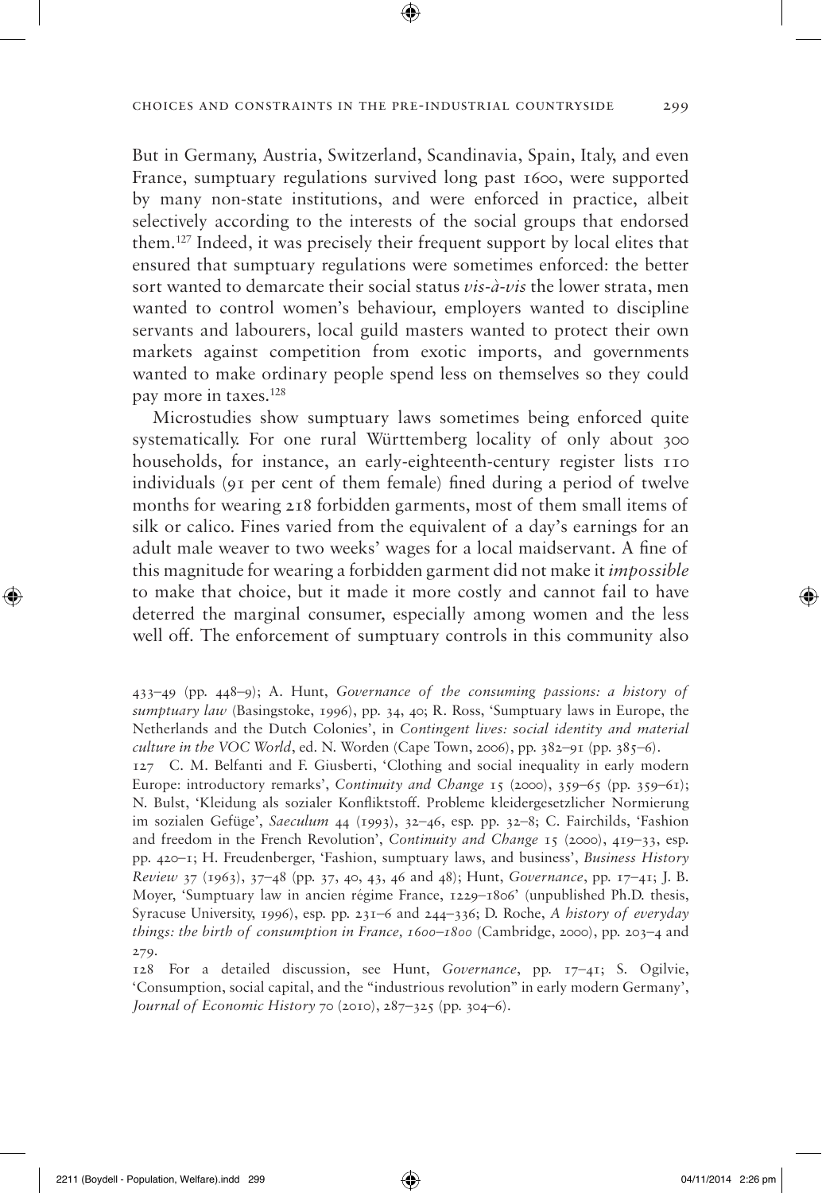But in Germany, Austria, Switzerland, Scandinavia, Spain, Italy, and even France, sumptuary regulations survived long past 1600, were supported by many non-state institutions, and were enforced in practice, albeit selectively according to the interests of the social groups that endorsed them.[127] Indeed, it was precisely their frequent support by local elites that ensured that sumptuary regulations were sometimes enforced: the better sort wanted to demarcate their social status *vis-à-vis* the lower strata, men wanted to control women's behaviour, employers wanted to discipline servants and labourers, local guild masters wanted to protect their own markets against competition from exotic imports, and governments wanted to make ordinary people spend less on themselves so they could pay more in taxes.[128]

Microstudies show sumptuary laws sometimes being enforced quite systematically. For one rural Württemberg locality of only about 300 households, for instance, an early-eighteenth-century register lists 110 individuals (91 per cent of them female) fined during a period of twelve months for wearing 218 forbidden garments, most of them small items of silk or calico. Fines varied from the equivalent of a day's earnings for an adult male weaver to two weeks' wages for a local maidservant. A fine of this magnitude for wearing a forbidden garment did not make it *impossible* to make that choice, but it made it more costly and cannot fail to have deterred the marginal consumer, especially among women and the less well off. The enforcement of sumptuary controls in this community also

433–49 (pp. 448–9); A. Hunt, *Governance of the consuming passions: a history of sumptuary law* (Basingstoke, 1996), pp. 34, 40; R. Ross, 'Sumptuary laws in Europe, the Netherlands and the Dutch Colonies', in *Contingent lives: social identity and material culture in the VOC World*, ed. N. Worden (Cape Town, 2006), pp. 382–91 (pp. 385–6).

127 C. M. Belfanti and F. Giusberti, 'Clothing and social inequality in early modern Europe: introductory remarks', *Continuity and Change* 15 (2000), 359–65 (pp. 359–61); N. Bulst, 'Kleidung als sozialer Konfliktstoff. Probleme kleidergesetzlicher Normierung im sozialen Gefüge', *Saeculum* 44 (1993), 32–46, esp. pp. 32–8; C. Fairchilds, 'Fashion and freedom in the French Revolution', *Continuity and Change* 15 (2000), 419–33, esp. pp. 420–1; H. Freudenberger, 'Fashion, sumptuary laws, and business', *Business History Review* 37 (1963), 37–48 (pp. 37, 40, 43, 46 and 48); Hunt, *Governance*, pp. 17–41; J. B. Moyer, 'Sumptuary law in ancien régime France, 1229–1806' (unpublished Ph.D. thesis, Syracuse University, 1996), esp. pp. 231–6 and 244–336; D. Roche, *A history of everyday things: the birth of consumption in France, 1600–1800* (Cambridge, 2000), pp. 203–4 and 279.

128 For a detailed discussion, see Hunt, *Governance*, pp. 17–41; S. Ogilvie, 'Consumption, social capital, and the "industrious revolution" in early modern Germany', *Journal of Economic History* 70 (2010), 287–325 (pp. 304–6).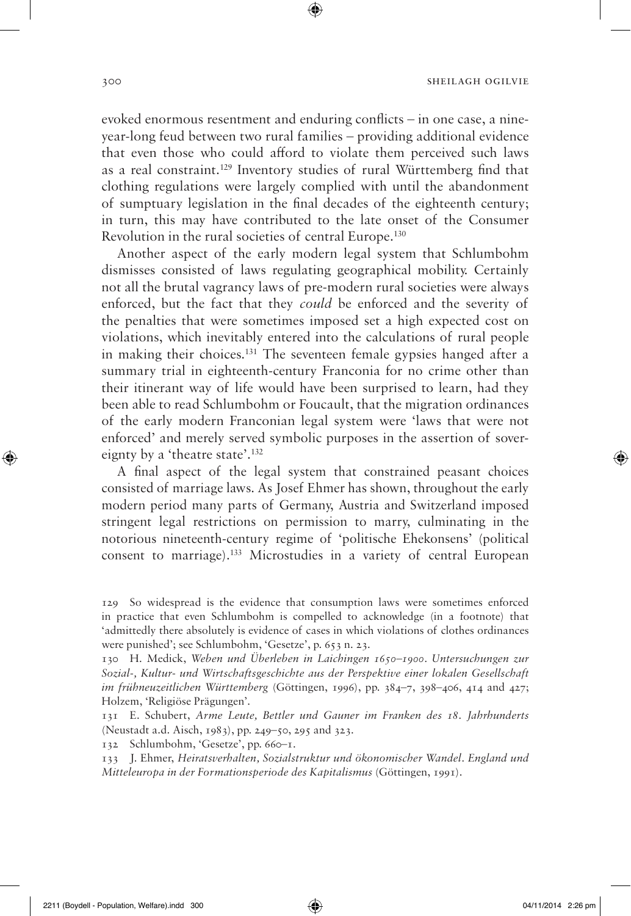evoked enormous resentment and enduring conflicts – in one case, a nine-year-long feud between two rural families – providing additional evidence that even those who could afford to violate them perceived such laws as a real constraint.[129] Inventory studies of rural Württemberg find that clothing regulations were largely complied with until the abandonment of sumptuary legislation in the final decades of the eighteenth century; in turn, this may have contributed to the late onset of the Consumer Revolution in the rural societies of central Europe.[130]

Another aspect of the early modern legal system that Schlumbohm dismisses consisted of laws regulating geographical mobility. Certainly not all the brutal vagrancy laws of pre-modern rural societies were always enforced, but the fact that they *could* be enforced and the severity of the penalties that were sometimes imposed set a high expected cost on violations, which inevitably entered into the calculations of rural people in making their choices.[131] The seventeen female gypsies hanged after a summary trial in eighteenth-century Franconia for no crime other than their itinerant way of life would have been surprised to learn, had they been able to read Schlumbohm or Foucault, that the migration ordinances of the early modern Franconian legal system were 'laws that were not enforced' and merely served symbolic purposes in the assertion of sovereignty by a 'theatre state'.[132]

A final aspect of the legal system that constrained peasant choices consisted of marriage laws. As Josef Ehmer has shown, throughout the early modern period many parts of Germany, Austria and Switzerland imposed stringent legal restrictions on permission to marry, culminating in the notorious nineteenth-century regime of 'politische Ehekonsens' (political consent to marriage).[133] Microstudies in a variety of central European

129 So widespread is the evidence that consumption laws were sometimes enforced in practice that even Schlumbohm is compelled to acknowledge (in a footnote) that 'admittedly there absolutely is evidence of cases in which violations of clothes ordinances were punished'; see Schlumbohm, 'Gesetze', p. 653 n. 23.

130 H. Medick, *Weben und Überleben in Laichingen 1650–1900. Untersuchungen zur Sozial-, Kultur- und Wirtschaftsgeschichte aus der Perspektive einer lokalen Gesellschaft im frühneuzeitlichen Württemberg* (Göttingen, 1996), pp. 384–7, 398–406, 414 and 427; Holzem, 'Religiöse Prägungen'.

131 E. Schubert, *Arme Leute, Bettler und Gauner im Franken des 18. Jahrhunderts* (Neustadt a.d. Aisch, 1983), pp. 249–50, 295 and 323.

132 Schlumbohm, 'Gesetze', pp. 660–1.

133 J. Ehmer, *Heiratsverhalten, Sozialstruktur und ökonomischer Wandel. England und Mitteleuropa in der Formationsperiode des Kapitalismus* (Göttingen, 1991).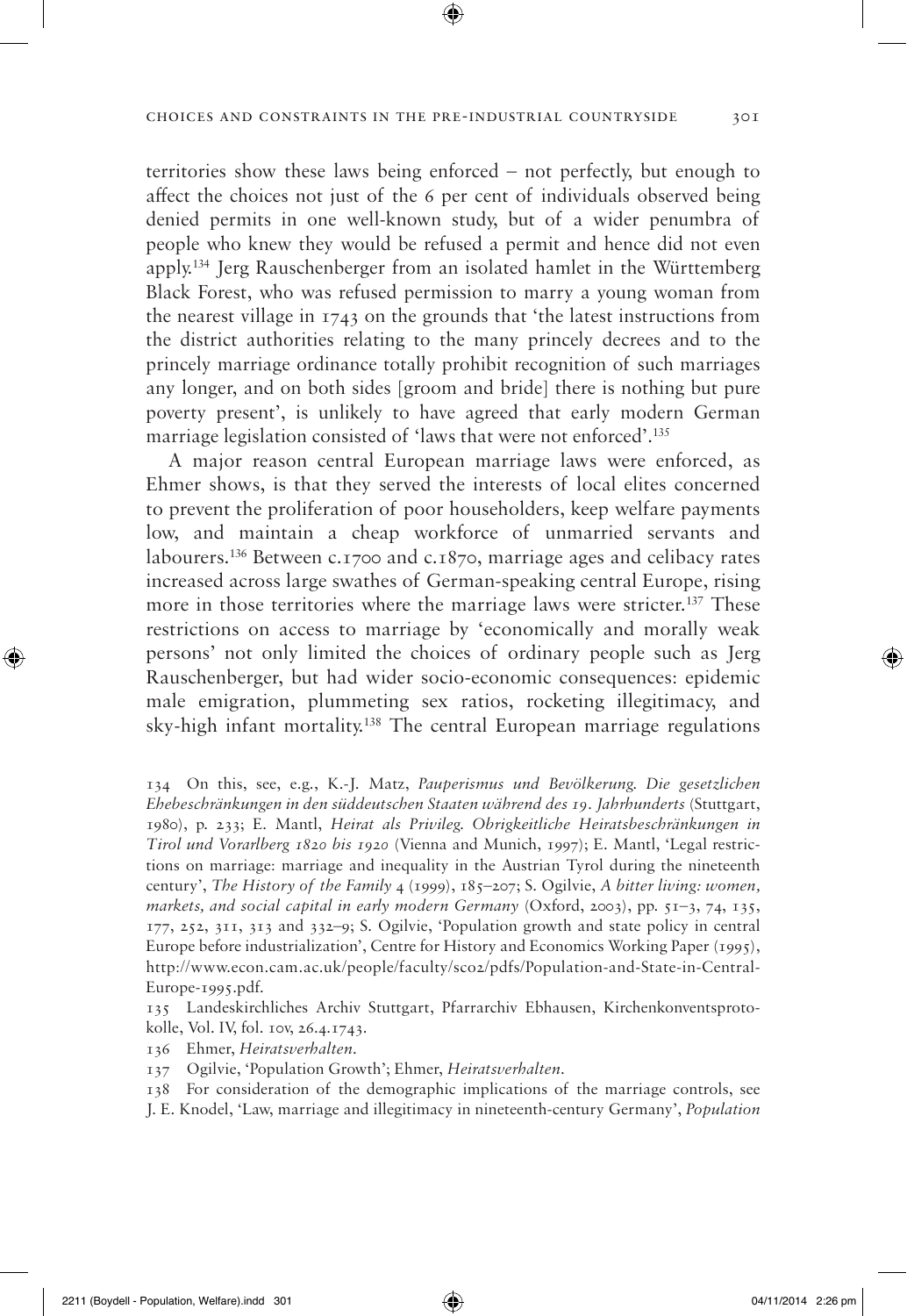territories show these laws being enforced – not perfectly, but enough to affect the choices not just of the 6 per cent of individuals observed being denied permits in one well-known study, but of a wider penumbra of people who knew they would be refused a permit and hence did not even apply.[134] Jerg Rauschenberger from an isolated hamlet in the Württemberg Black Forest, who was refused permission to marry a young woman from the nearest village in 1743 on the grounds that 'the latest instructions from the district authorities relating to the many princely decrees and to the princely marriage ordinance totally prohibit recognition of such marriages any longer, and on both sides [groom and bride] there is nothing but pure poverty present', is unlikely to have agreed that early modern German marriage legislation consisted of 'laws that were not enforced'.[135]

A major reason central European marriage laws were enforced, as Ehmer shows, is that they served the interests of local elites concerned to prevent the proliferation of poor householders, keep welfare payments low, and maintain a cheap workforce of unmarried servants and labourers.[136] Between c.1700 and c.1870, marriage ages and celibacy rates increased across large swathes of German-speaking central Europe, rising more in those territories where the marriage laws were stricter.[137] These restrictions on access to marriage by 'economically and morally weak persons' not only limited the choices of ordinary people such as Jerg Rauschenberger, but had wider socio-economic consequences: epidemic male emigration, plummeting sex ratios, rocketing illegitimacy, and sky-high infant mortality.[138] The central European marriage regulations

134 On this, see, e.g., K.-J. Matz, *Pauperismus und Bevölkerung. Die gesetzlichen Ehebeschränkungen in den süddeutschen Staaten während des 19. Jahrhunderts* (Stuttgart, 1980), p. 233; E. Mantl, *Heirat als Privileg. Obrigkeitliche Heiratsbeschränkungen in Tirol und Vorarlberg 1820 bis 1920* (Vienna and Munich, 1997); E. Mantl, 'Legal restrictions on marriage: marriage and inequality in the Austrian Tyrol during the nineteenth century', *The History of the Family* 4 (1999), 185–207; S. Ogilvie, *A bitter living: women, markets, and social capital in early modern Germany* (Oxford, 2003), pp. 51–3, 74, 135, 177, 252, 311, 313 and 332–9; S. Ogilvie, 'Population growth and state policy in central Europe before industrialization', Centre for History and Economics Working Paper (1995), http://www.econ.cam.ac.uk/people/faculty/sco2/pdfs/Population-and-State-in-Central-Europe-1995.pdf.

135 Landeskirchliches Archiv Stuttgart, Pfarrarchiv Ebhausen, Kirchenkonventsprotokolle, Vol. IV, fol. 10v, 26.4.1743.

136 Ehmer, *Heiratsverhalten*.

137 Ogilvie, 'Population Growth'; Ehmer, *Heiratsverhalten*.

138 For consideration of the demographic implications of the marriage controls, see J. E. Knodel, 'Law, marriage and illegitimacy in nineteenth-century Germany', *Population*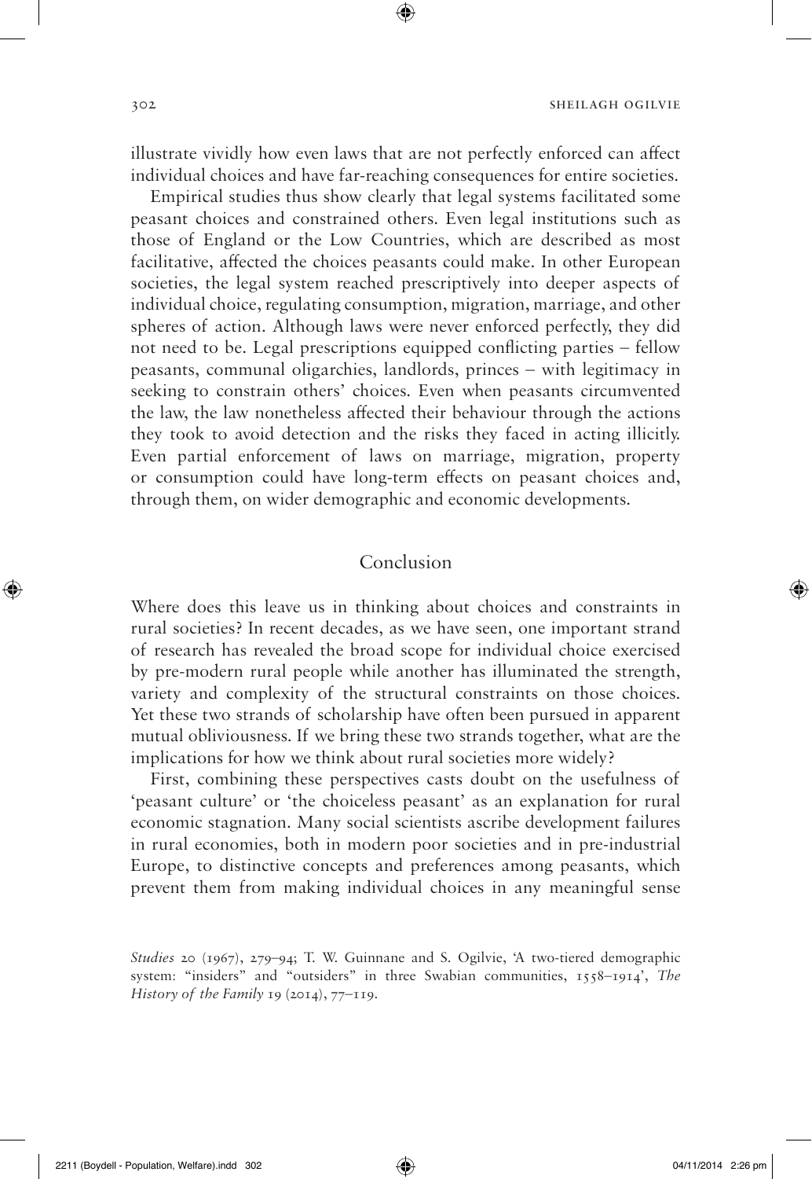illustrate vividly how even laws that are not perfectly enforced can affect individual choices and have far-reaching consequences for entire societies.

Empirical studies thus show clearly that legal systems facilitated some peasant choices and constrained others. Even legal institutions such as those of England or the Low Countries, which are described as most facilitative, affected the choices peasants could make. In other European societies, the legal system reached prescriptively into deeper aspects of individual choice, regulating consumption, migration, marriage, and other spheres of action. Although laws were never enforced perfectly, they did not need to be. Legal prescriptions equipped conflicting parties – fellow peasants, communal oligarchies, landlords, princes – with legitimacy in seeking to constrain others' choices. Even when peasants circumvented the law, the law nonetheless affected their behaviour through the actions they took to avoid detection and the risks they faced in acting illicitly. Even partial enforcement of laws on marriage, migration, property or consumption could have long-term effects on peasant choices and, through them, on wider demographic and economic developments.

## Conclusion

Where does this leave us in thinking about choices and constraints in rural societies? In recent decades, as we have seen, one important strand of research has revealed the broad scope for individual choice exercised by pre-modern rural people while another has illuminated the strength, variety and complexity of the structural constraints on those choices. Yet these two strands of scholarship have often been pursued in apparent mutual obliviousness. If we bring these two strands together, what are the implications for how we think about rural societies more widely?

First, combining these perspectives casts doubt on the usefulness of 'peasant culture' or 'the choiceless peasant' as an explanation for rural economic stagnation. Many social scientists ascribe development failures in rural economies, both in modern poor societies and in pre-industrial Europe, to distinctive concepts and preferences among peasants, which prevent them from making individual choices in any meaningful sense

*Studies* 20 (1967), 279–94; T. W. Guinnane and S. Ogilvie, 'A two-tiered demographic system: "insiders" and "outsiders" in three Swabian communities, 1558–1914', *The History of the Family* 19 (2014), 77–119.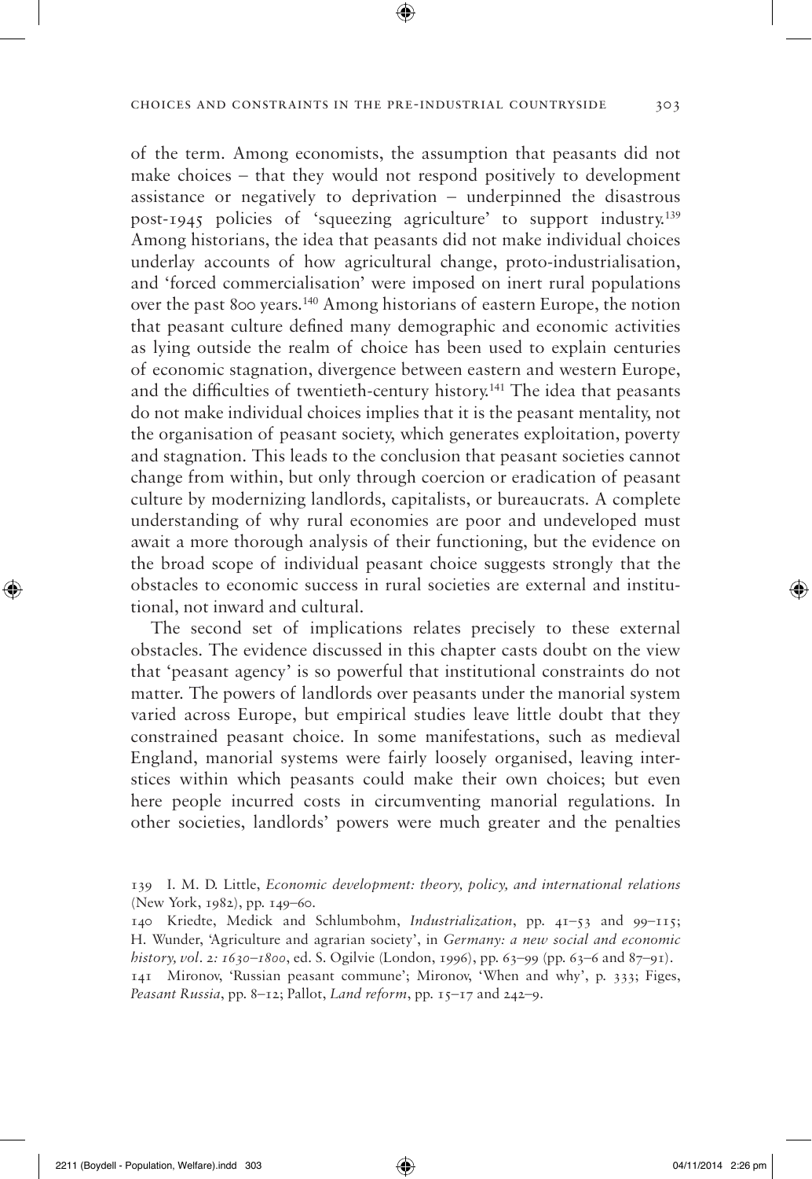of the term. Among economists, the assumption that peasants did not make choices – that they would not respond positively to development assistance or negatively to deprivation – underpinned the disastrous post-1945 policies of 'squeezing agriculture' to support industry.[139] Among historians, the idea that peasants did not make individual choices underlay accounts of how agricultural change, proto-industrialisation, and 'forced commercialisation' were imposed on inert rural populations over the past 800 years.[140] Among historians of eastern Europe, the notion that peasant culture defined many demographic and economic activities as lying outside the realm of choice has been used to explain centuries of economic stagnation, divergence between eastern and western Europe, and the difficulties of twentieth-century history.[141] The idea that peasants do not make individual choices implies that it is the peasant mentality, not the organisation of peasant society, which generates exploitation, poverty and stagnation. This leads to the conclusion that peasant societies cannot change from within, but only through coercion or eradication of peasant culture by modernizing landlords, capitalists, or bureaucrats. A complete understanding of why rural economies are poor and undeveloped must await a more thorough analysis of their functioning, but the evidence on the broad scope of individual peasant choice suggests strongly that the obstacles to economic success in rural societies are external and institutional, not inward and cultural.

The second set of implications relates precisely to these external obstacles. The evidence discussed in this chapter casts doubt on the view that 'peasant agency' is so powerful that institutional constraints do not matter. The powers of landlords over peasants under the manorial system varied across Europe, but empirical studies leave little doubt that they constrained peasant choice. In some manifestations, such as medieval England, manorial systems were fairly loosely organised, leaving interstices within which peasants could make their own choices; but even here people incurred costs in circumventing manorial regulations. In other societies, landlords' powers were much greater and the penalties

139 I. M. D. Little, *Economic development: theory, policy, and international relations* (New York, 1982), pp. 149–60.

140 Kriedte, Medick and Schlumbohm, *Industrialization*, pp. 41–53 and 99–115; H. Wunder, 'Agriculture and agrarian society', in *Germany: a new social and economic history, vol. 2: 1630–1800*, ed. S. Ogilvie (London, 1996), pp. 63–99 (pp. 63–6 and 87–91).

141 Mironov, 'Russian peasant commune'; Mironov, 'When and why', p. 333; Figes, *Peasant Russia*, pp. 8–12; Pallot, *Land reform*, pp. 15–17 and 242–9.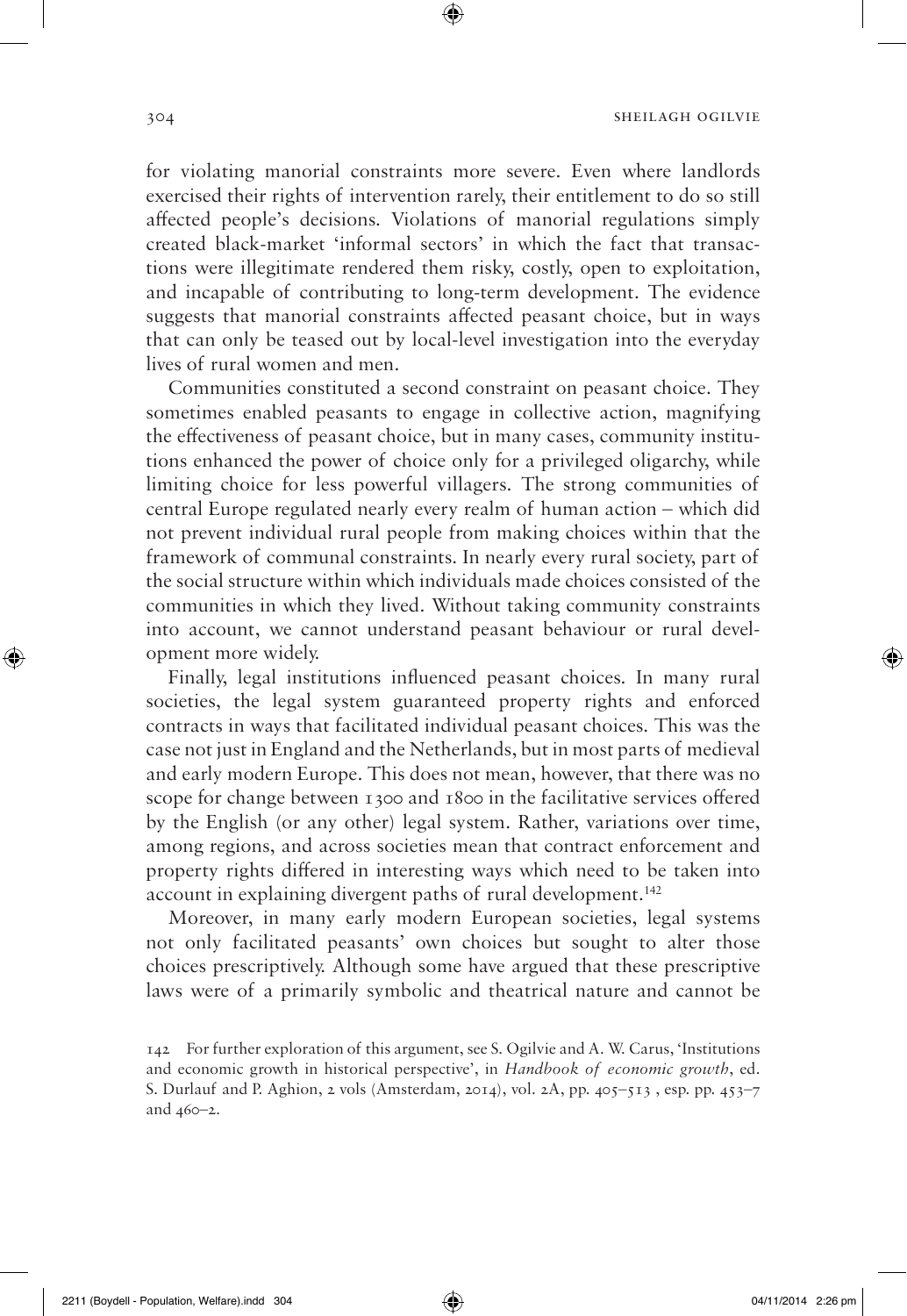for violating manorial constraints more severe. Even where landlords exercised their rights of intervention rarely, their entitlement to do so still affected people's decisions. Violations of manorial regulations simply created black-market 'informal sectors' in which the fact that transactions were illegitimate rendered them risky, costly, open to exploitation, and incapable of contributing to long-term development. The evidence suggests that manorial constraints affected peasant choice, but in ways that can only be teased out by local-level investigation into the everyday lives of rural women and men.

Communities constituted a second constraint on peasant choice. They sometimes enabled peasants to engage in collective action, magnifying the effectiveness of peasant choice, but in many cases, community institutions enhanced the power of choice only for a privileged oligarchy, while limiting choice for less powerful villagers. The strong communities of central Europe regulated nearly every realm of human action – which did not prevent individual rural people from making choices within that the framework of communal constraints. In nearly every rural society, part of the social structure within which individuals made choices consisted of the communities in which they lived. Without taking community constraints into account, we cannot understand peasant behaviour or rural development more widely.

Finally, legal institutions influenced peasant choices. In many rural societies, the legal system guaranteed property rights and enforced contracts in ways that facilitated individual peasant choices. This was the case not just in England and the Netherlands, but in most parts of medieval and early modern Europe. This does not mean, however, that there was no scope for change between 1300 and 1800 in the facilitative services offered by the English (or any other) legal system. Rather, variations over time, among regions, and across societies mean that contract enforcement and property rights differed in interesting ways which need to be taken into account in explaining divergent paths of rural development.[142]

Moreover, in many early modern European societies, legal systems not only facilitated peasants' own choices but sought to alter those choices prescriptively. Although some have argued that these prescriptive laws were of a primarily symbolic and theatrical nature and cannot be

142 For further exploration of this argument, see S. Ogilvie and A. W. Carus, 'Institutions and economic growth in historical perspective', in *Handbook of economic growth*, ed. S. Durlauf and P. Aghion, 2 vols (Amsterdam, 2014), vol. 2A, pp. 405–513 , esp. pp. 453–7 and 460–2.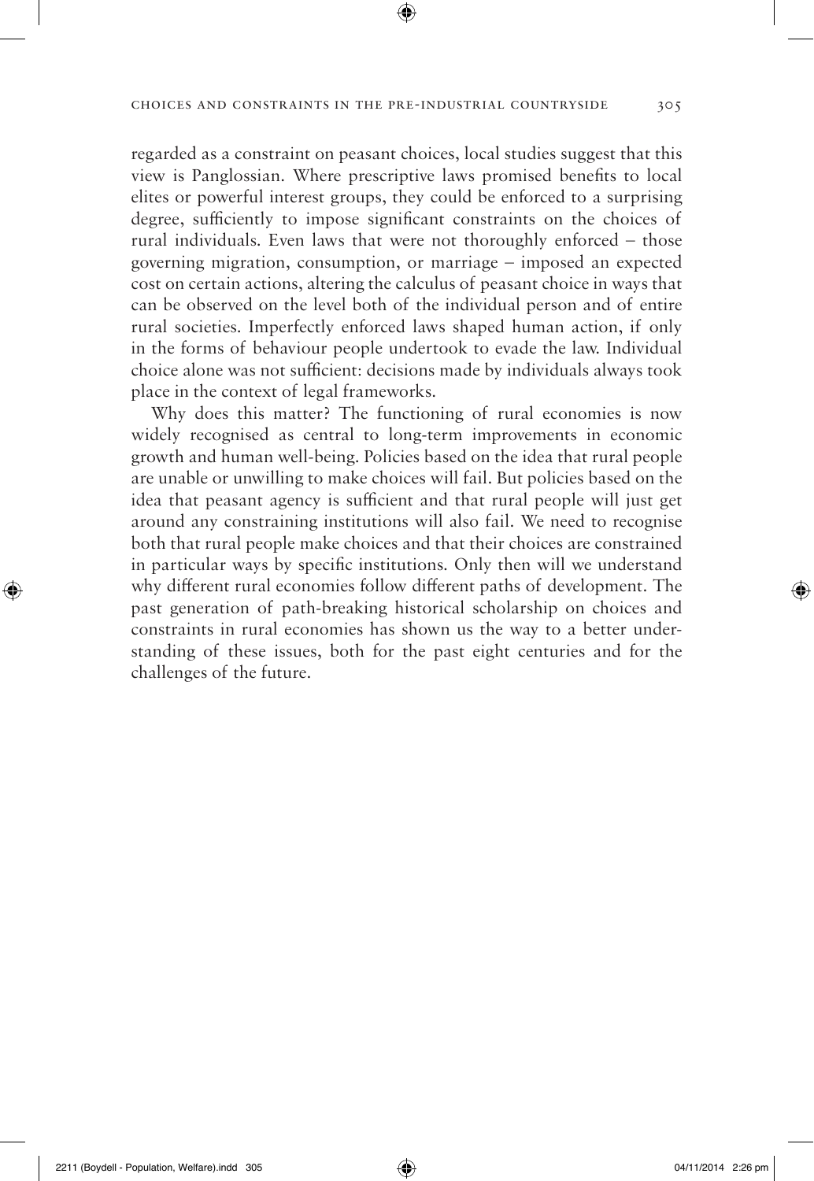regarded as a constraint on peasant choices, local studies suggest that this view is Panglossian. Where prescriptive laws promised benefits to local elites or powerful interest groups, they could be enforced to a surprising degree, sufficiently to impose significant constraints on the choices of rural individuals. Even laws that were not thoroughly enforced – those governing migration, consumption, or marriage – imposed an expected cost on certain actions, altering the calculus of peasant choice in ways that can be observed on the level both of the individual person and of entire rural societies. Imperfectly enforced laws shaped human action, if only in the forms of behaviour people undertook to evade the law. Individual choice alone was not sufficient: decisions made by individuals always took place in the context of legal frameworks.

Why does this matter? The functioning of rural economies is now widely recognised as central to long-term improvements in economic growth and human well-being. Policies based on the idea that rural people are unable or unwilling to make choices will fail. But policies based on the idea that peasant agency is sufficient and that rural people will just get around any constraining institutions will also fail. We need to recognise both that rural people make choices and that their choices are constrained in particular ways by specific institutions. Only then will we understand why different rural economies follow different paths of development. The past generation of path-breaking historical scholarship on choices and constraints in rural economies has shown us the way to a better understanding of these issues, both for the past eight centuries and for the challenges of the future.